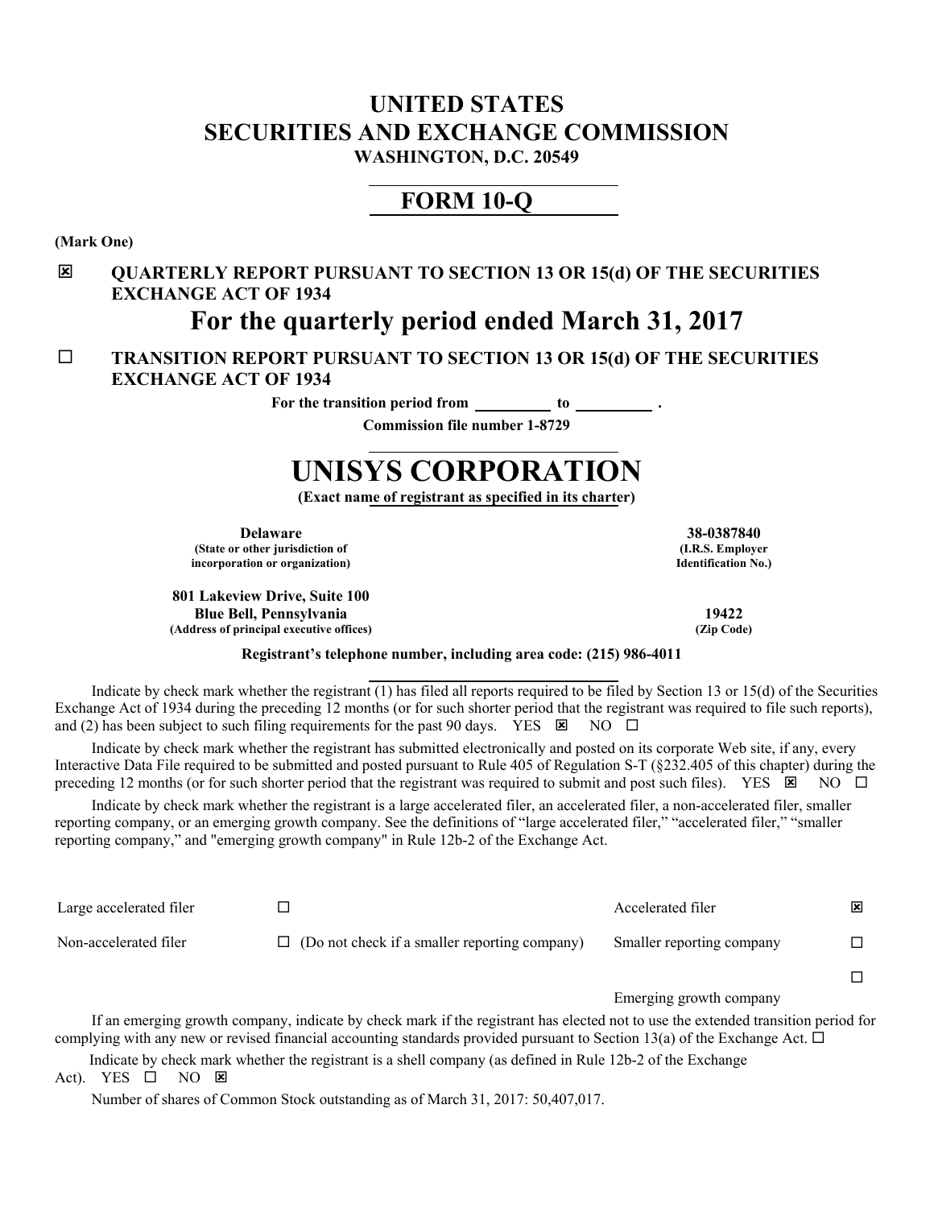# UNITED STATES
# SECURITIES AND EXCHANGE COMMISSION
**WASHINGTON, D.C. 20549**

## FORM 10-Q

**(Mark One)**

☒ **QUARTERLY REPORT PURSUANT TO SECTION 13 OR 15(d) OF THE SECURITIES EXCHANGE ACT OF 1934**

## For the quarterly period ended March 31, 2017

☐ **TRANSITION REPORT PURSUANT TO SECTION 13 OR 15(d) OF THE SECURITIES EXCHANGE ACT OF 1934**

**For the transition period from \_\_\_\_\_\_\_\_\_\_ to \_\_\_\_\_\_\_\_\_\_ .**

**Commission file number 1-8729**

# UNISYS CORPORATION

**(Exact name of registrant as specified in its charter)**

| | |
|---|---|
| **Delaware** | **38-0387840** |
| **(State or other jurisdiction of incorporation or organization)** | **(I.R.S. Employer Identification No.)** |
| **801 Lakeview Drive, Suite 100 Blue Bell, Pennsylvania** | **19422** |
| **(Address of principal executive offices)** | **(Zip Code)** |

**Registrant's telephone number, including area code: (215) 986-4011**

Indicate by check mark whether the registrant (1) has filed all reports required to be filed by Section 13 or 15(d) of the Securities Exchange Act of 1934 during the preceding 12 months (or for such shorter period that the registrant was required to file such reports), and (2) has been subject to such filing requirements for the past 90 days. YES ☒ NO ☐

Indicate by check mark whether the registrant has submitted electronically and posted on its corporate Web site, if any, every Interactive Data File required to be submitted and posted pursuant to Rule 405 of Regulation S-T (§232.405 of this chapter) during the preceding 12 months (or for such shorter period that the registrant was required to submit and post such files). YES ☒ NO ☐

Indicate by check mark whether the registrant is a large accelerated filer, an accelerated filer, a non-accelerated filer, smaller reporting company, or an emerging growth company. See the definitions of "large accelerated filer," "accelerated filer," "smaller reporting company," and "emerging growth company" in Rule 12b-2 of the Exchange Act.

| | | | |
|---|---|---|---|
| Large accelerated filer | ☐ | Accelerated filer | ☒ |
| Non-accelerated filer | ☐ (Do not check if a smaller reporting company) | Smaller reporting company | ☐ |
| | | Emerging growth company | ☐ |

If an emerging growth company, indicate by check mark if the registrant has elected not to use the extended transition period for complying with any new or revised financial accounting standards provided pursuant to Section 13(a) of the Exchange Act. ☐

Indicate by check mark whether the registrant is a shell company (as defined in Rule 12b-2 of the Exchange Act). YES ☐ NO ☒

Number of shares of Common Stock outstanding as of March 31, 2017: 50,407,017.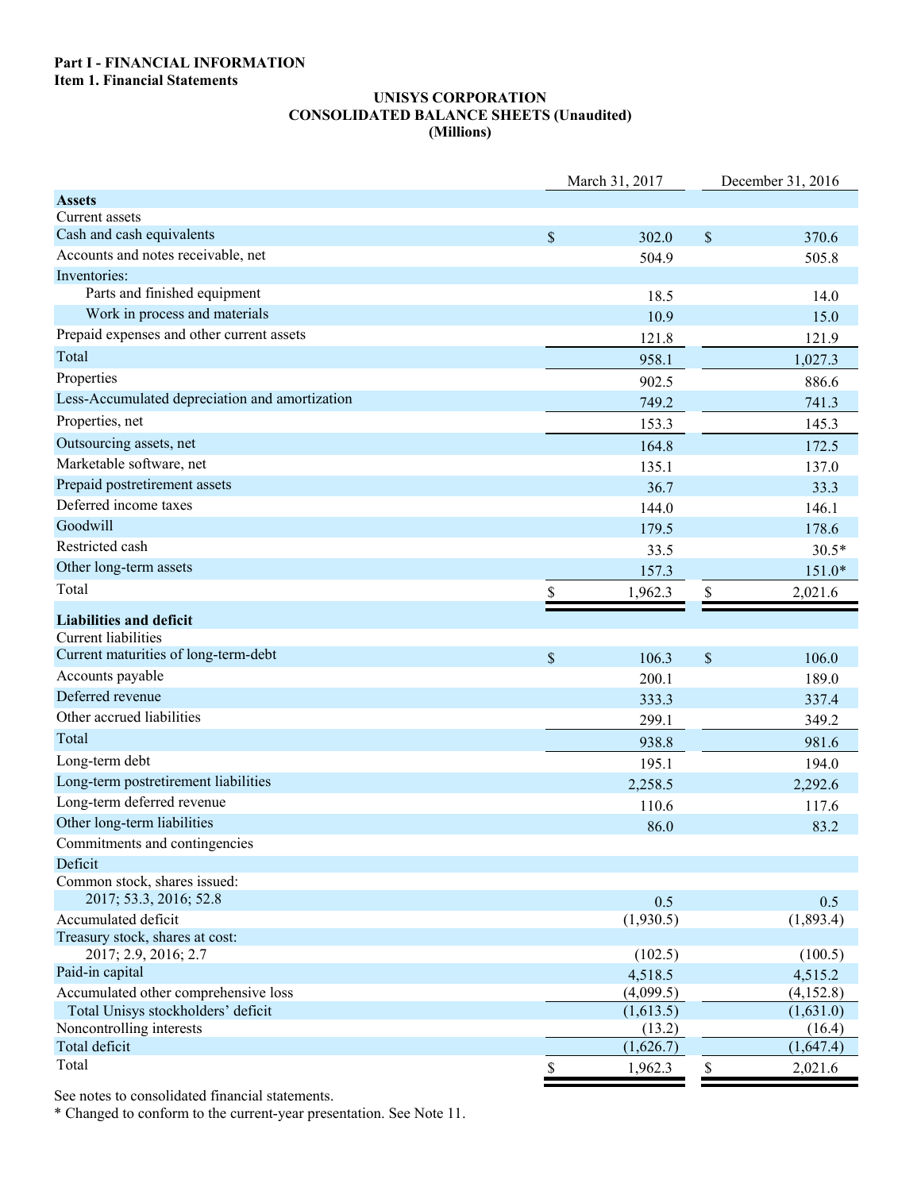**Part I - FINANCIAL INFORMATION**
**Item 1. Financial Statements**

**UNISYS CORPORATION**
**CONSOLIDATED BALANCE SHEETS (Unaudited)**
**(Millions)**

| | March 31, 2017 | December 31, 2016 |
|---|---|---|
| **Assets** | | |
| Current assets | | |
| Cash and cash equivalents | $ 302.0 | $ 370.6 |
| Accounts and notes receivable, net | 504.9 | 505.8 |
| Inventories: | | |
| Parts and finished equipment | 18.5 | 14.0 |
| Work in process and materials | 10.9 | 15.0 |
| Prepaid expenses and other current assets | 121.8 | 121.9 |
| Total | 958.1 | 1,027.3 |
| Properties | 902.5 | 886.6 |
| Less-Accumulated depreciation and amortization | 749.2 | 741.3 |
| Properties, net | 153.3 | 145.3 |
| Outsourcing assets, net | 164.8 | 172.5 |
| Marketable software, net | 135.1 | 137.0 |
| Prepaid postretirement assets | 36.7 | 33.3 |
| Deferred income taxes | 144.0 | 146.1 |
| Goodwill | 179.5 | 178.6 |
| Restricted cash | 33.5 | 30.5* |
| Other long-term assets | 157.3 | 151.0* |
| Total | $ 1,962.3 | $ 2,021.6 |
| **Liabilities and deficit** | | |
| Current liabilities | | |
| Current maturities of long-term-debt | $ 106.3 | $ 106.0 |
| Accounts payable | 200.1 | 189.0 |
| Deferred revenue | 333.3 | 337.4 |
| Other accrued liabilities | 299.1 | 349.2 |
| Total | 938.8 | 981.6 |
| Long-term debt | 195.1 | 194.0 |
| Long-term postretirement liabilities | 2,258.5 | 2,292.6 |
| Long-term deferred revenue | 110.6 | 117.6 |
| Other long-term liabilities | 86.0 | 83.2 |
| Commitments and contingencies | | |
| Deficit | | |
| Common stock, shares issued: | | |
| 2017; 53.3, 2016; 52.8 | 0.5 | 0.5 |
| Accumulated deficit | (1,930.5) | (1,893.4) |
| Treasury stock, shares at cost: | | |
| 2017; 2.9, 2016; 2.7 | (102.5) | (100.5) |
| Paid-in capital | 4,518.5 | 4,515.2 |
| Accumulated other comprehensive loss | (4,099.5) | (4,152.8) |
| Total Unisys stockholders' deficit | (1,613.5) | (1,631.0) |
| Noncontrolling interests | (13.2) | (16.4) |
| Total deficit | (1,626.7) | (1,647.4) |
| Total | $ 1,962.3 | $ 2,021.6 |

See notes to consolidated financial statements.
* Changed to conform to the current-year presentation. See Note 11.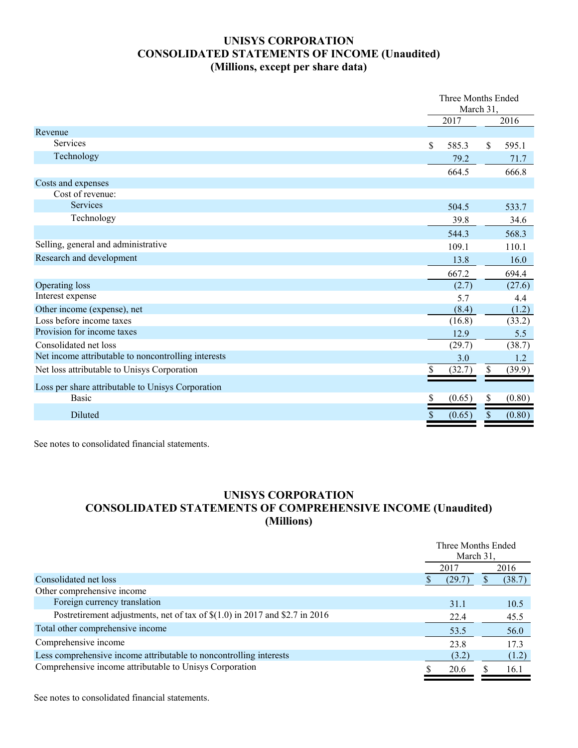# UNISYS CORPORATION
## CONSOLIDATED STATEMENTS OF INCOME (Unaudited)
### (Millions, except per share data)

| | Three Months Ended March 31, | |
|---|---|---|
| | 2017 | 2016 |
| Revenue | | |
| Services | $ 585.3 | $ 595.1 |
| Technology | 79.2 | 71.7 |
| | 664.5 | 666.8 |
| Costs and expenses | | |
| Cost of revenue: | | |
| Services | 504.5 | 533.7 |
| Technology | 39.8 | 34.6 |
| | 544.3 | 568.3 |
| Selling, general and administrative | 109.1 | 110.1 |
| Research and development | 13.8 | 16.0 |
| | 667.2 | 694.4 |
| Operating loss | (2.7) | (27.6) |
| Interest expense | 5.7 | 4.4 |
| Other income (expense), net | (8.4) | (1.2) |
| Loss before income taxes | (16.8) | (33.2) |
| Provision for income taxes | 12.9 | 5.5 |
| Consolidated net loss | (29.7) | (38.7) |
| Net income attributable to noncontrolling interests | 3.0 | 1.2 |
| Net loss attributable to Unisys Corporation | $ (32.7) | $ (39.9) |
| Loss per share attributable to Unisys Corporation | | |
| Basic | $ (0.65) | $ (0.80) |
| Diluted | $ (0.65) | $ (0.80) |

See notes to consolidated financial statements.

# UNISYS CORPORATION
## CONSOLIDATED STATEMENTS OF COMPREHENSIVE INCOME (Unaudited)
### (Millions)

| | Three Months Ended March 31, | |
|---|---|---|
| | 2017 | 2016 |
| Consolidated net loss | $ (29.7) | $ (38.7) |
| Other comprehensive income | | |
| Foreign currency translation | 31.1 | 10.5 |
| Postretirement adjustments, net of tax of $(1.0) in 2017 and $2.7 in 2016 | 22.4 | 45.5 |
| Total other comprehensive income | 53.5 | 56.0 |
| Comprehensive income | 23.8 | 17.3 |
| Less comprehensive income attributable to noncontrolling interests | (3.2) | (1.2) |
| Comprehensive income attributable to Unisys Corporation | $ 20.6 | $ 16.1 |

See notes to consolidated financial statements.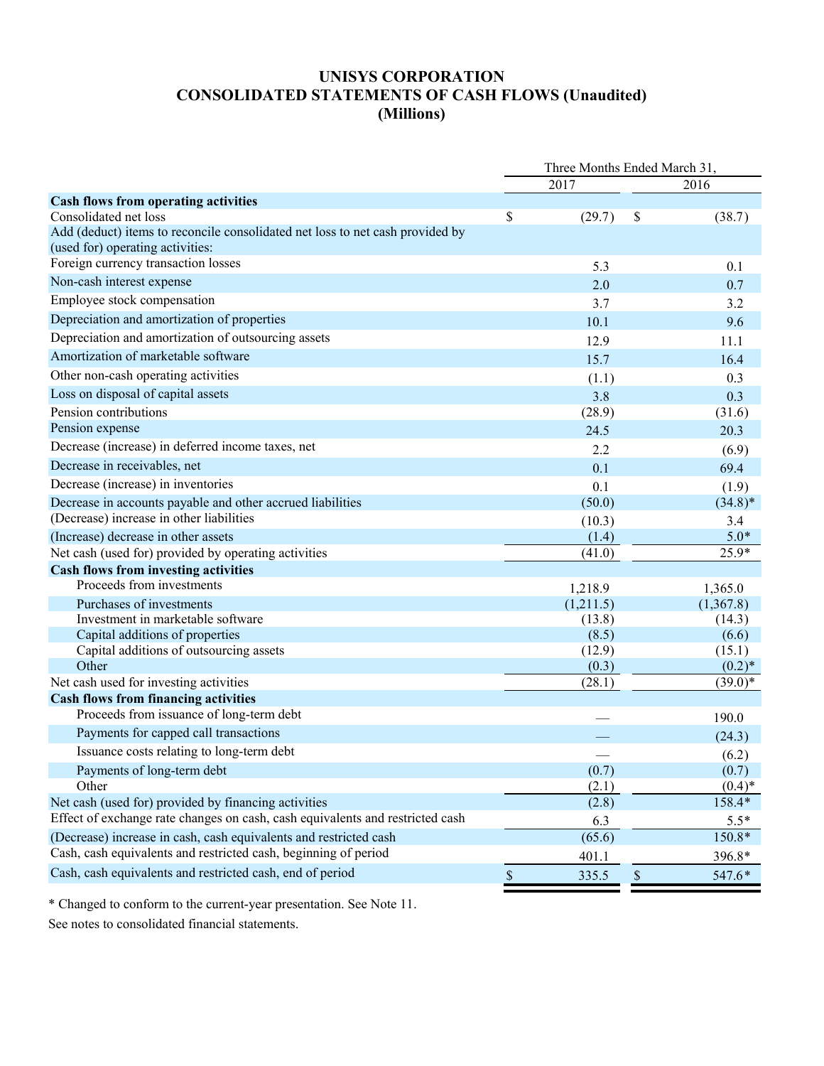# UNISYS CORPORATION
## CONSOLIDATED STATEMENTS OF CASH FLOWS (Unaudited)
### (Millions)

| | Three Months Ended March 31, | |
|---|---|---|
| | 2017 | 2016 |
| **Cash flows from operating activities** | | |
| Consolidated net loss | $ (29.7) | $ (38.7) |
| Add (deduct) items to reconcile consolidated net loss to net cash provided by (used for) operating activities: | | |
| Foreign currency transaction losses | 5.3 | 0.1 |
| Non-cash interest expense | 2.0 | 0.7 |
| Employee stock compensation | 3.7 | 3.2 |
| Depreciation and amortization of properties | 10.1 | 9.6 |
| Depreciation and amortization of outsourcing assets | 12.9 | 11.1 |
| Amortization of marketable software | 15.7 | 16.4 |
| Other non-cash operating activities | (1.1) | 0.3 |
| Loss on disposal of capital assets | 3.8 | 0.3 |
| Pension contributions | (28.9) | (31.6) |
| Pension expense | 24.5 | 20.3 |
| Decrease (increase) in deferred income taxes, net | 2.2 | (6.9) |
| Decrease in receivables, net | 0.1 | 69.4 |
| Decrease (increase) in inventories | 0.1 | (1.9) |
| Decrease in accounts payable and other accrued liabilities | (50.0) | (34.8)* |
| (Decrease) increase in other liabilities | (10.3) | 3.4 |
| (Increase) decrease in other assets | (1.4) | 5.0* |
| Net cash (used for) provided by operating activities | (41.0) | 25.9* |
| **Cash flows from investing activities** | | |
| Proceeds from investments | 1,218.9 | 1,365.0 |
| Purchases of investments | (1,211.5) | (1,367.8) |
| Investment in marketable software | (13.8) | (14.3) |
| Capital additions of properties | (8.5) | (6.6) |
| Capital additions of outsourcing assets | (12.9) | (15.1) |
| Other | (0.3) | (0.2)* |
| Net cash used for investing activities | (28.1) | (39.0)* |
| **Cash flows from financing activities** | | |
| Proceeds from issuance of long-term debt | — | 190.0 |
| Payments for capped call transactions | — | (24.3) |
| Issuance costs relating to long-term debt | — | (6.2) |
| Payments of long-term debt | (0.7) | (0.7) |
| Other | (2.1) | (0.4)* |
| Net cash (used for) provided by financing activities | (2.8) | 158.4* |
| Effect of exchange rate changes on cash, cash equivalents and restricted cash | 6.3 | 5.5* |
| (Decrease) increase in cash, cash equivalents and restricted cash | (65.6) | 150.8* |
| Cash, cash equivalents and restricted cash, beginning of period | 401.1 | 396.8* |
| Cash, cash equivalents and restricted cash, end of period | $ 335.5 | $ 547.6* |

* Changed to conform to the current-year presentation. See Note 11.

See notes to consolidated financial statements.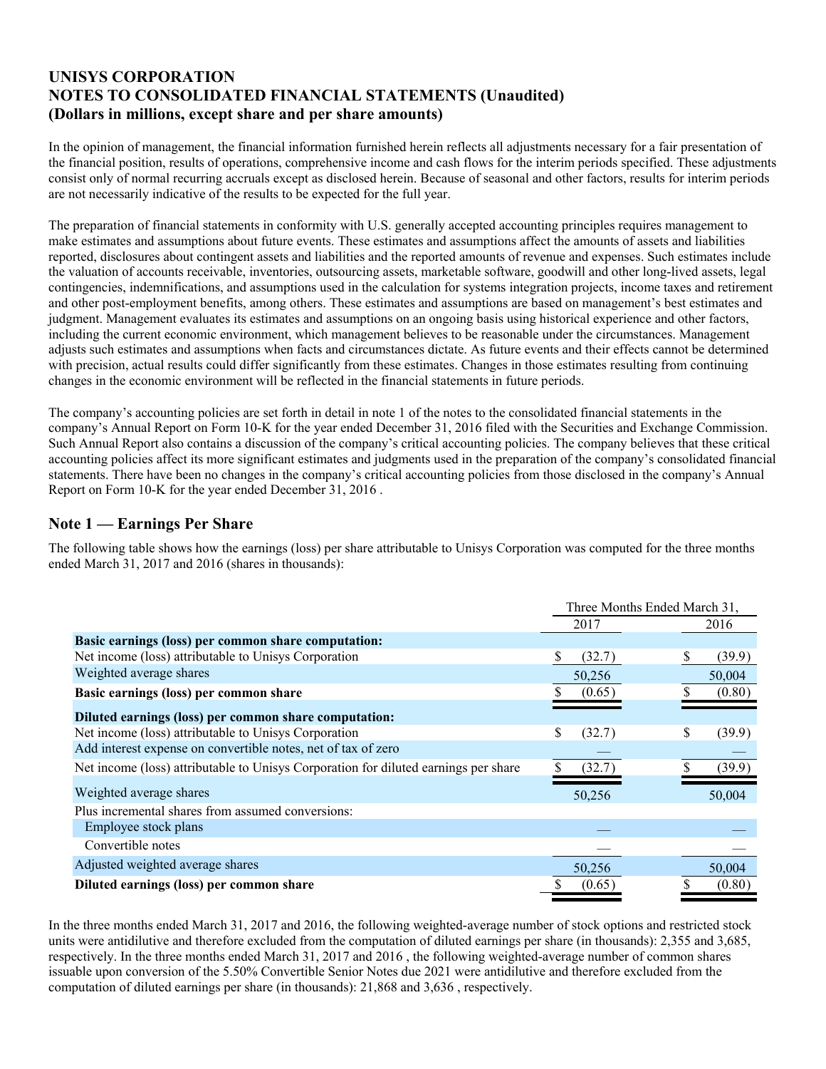# UNISYS CORPORATION
# NOTES TO CONSOLIDATED FINANCIAL STATEMENTS (Unaudited)
# (Dollars in millions, except share and per share amounts)

In the opinion of management, the financial information furnished herein reflects all adjustments necessary for a fair presentation of the financial position, results of operations, comprehensive income and cash flows for the interim periods specified. These adjustments consist only of normal recurring accruals except as disclosed herein. Because of seasonal and other factors, results for interim periods are not necessarily indicative of the results to be expected for the full year.

The preparation of financial statements in conformity with U.S. generally accepted accounting principles requires management to make estimates and assumptions about future events. These estimates and assumptions affect the amounts of assets and liabilities reported, disclosures about contingent assets and liabilities and the reported amounts of revenue and expenses. Such estimates include the valuation of accounts receivable, inventories, outsourcing assets, marketable software, goodwill and other long-lived assets, legal contingencies, indemnifications, and assumptions used in the calculation for systems integration projects, income taxes and retirement and other post-employment benefits, among others. These estimates and assumptions are based on management's best estimates and judgment. Management evaluates its estimates and assumptions on an ongoing basis using historical experience and other factors, including the current economic environment, which management believes to be reasonable under the circumstances. Management adjusts such estimates and assumptions when facts and circumstances dictate. As future events and their effects cannot be determined with precision, actual results could differ significantly from these estimates. Changes in those estimates resulting from continuing changes in the economic environment will be reflected in the financial statements in future periods.

The company's accounting policies are set forth in detail in note 1 of the notes to the consolidated financial statements in the company's Annual Report on Form 10-K for the year ended December 31, 2016 filed with the Securities and Exchange Commission. Such Annual Report also contains a discussion of the company's critical accounting policies. The company believes that these critical accounting policies affect its more significant estimates and judgments used in the preparation of the company's consolidated financial statements. There have been no changes in the company's critical accounting policies from those disclosed in the company's Annual Report on Form 10-K for the year ended December 31, 2016 .

## Note 1 — Earnings Per Share

The following table shows how the earnings (loss) per share attributable to Unisys Corporation was computed for the three months ended March 31, 2017 and 2016 (shares in thousands):

| | Three Months Ended March 31, | |
|---|---|---|
| | 2017 | 2016 |
| **Basic earnings (loss) per common share computation:** | | |
| Net income (loss) attributable to Unisys Corporation | $ (32.7) | $ (39.9) |
| Weighted average shares | 50,256 | 50,004 |
| **Basic earnings (loss) per common share** | $ (0.65) | $ (0.80) |
| **Diluted earnings (loss) per common share computation:** | | |
| Net income (loss) attributable to Unisys Corporation | $ (32.7) | $ (39.9) |
| Add interest expense on convertible notes, net of tax of zero | — | — |
| Net income (loss) attributable to Unisys Corporation for diluted earnings per share | $ (32.7) | $ (39.9) |
| Weighted average shares | 50,256 | 50,004 |
| Plus incremental shares from assumed conversions: | | |
| Employee stock plans | — | — |
| Convertible notes | — | — |
| Adjusted weighted average shares | 50,256 | 50,004 |
| **Diluted earnings (loss) per common share** | $ (0.65) | $ (0.80) |

In the three months ended March 31, 2017 and 2016, the following weighted-average number of stock options and restricted stock units were antidilutive and therefore excluded from the computation of diluted earnings per share (in thousands): 2,355 and 3,685, respectively. In the three months ended March 31, 2017 and 2016 , the following weighted-average number of common shares issuable upon conversion of the 5.50% Convertible Senior Notes due 2021 were antidilutive and therefore excluded from the computation of diluted earnings per share (in thousands): 21,868 and 3,636 , respectively.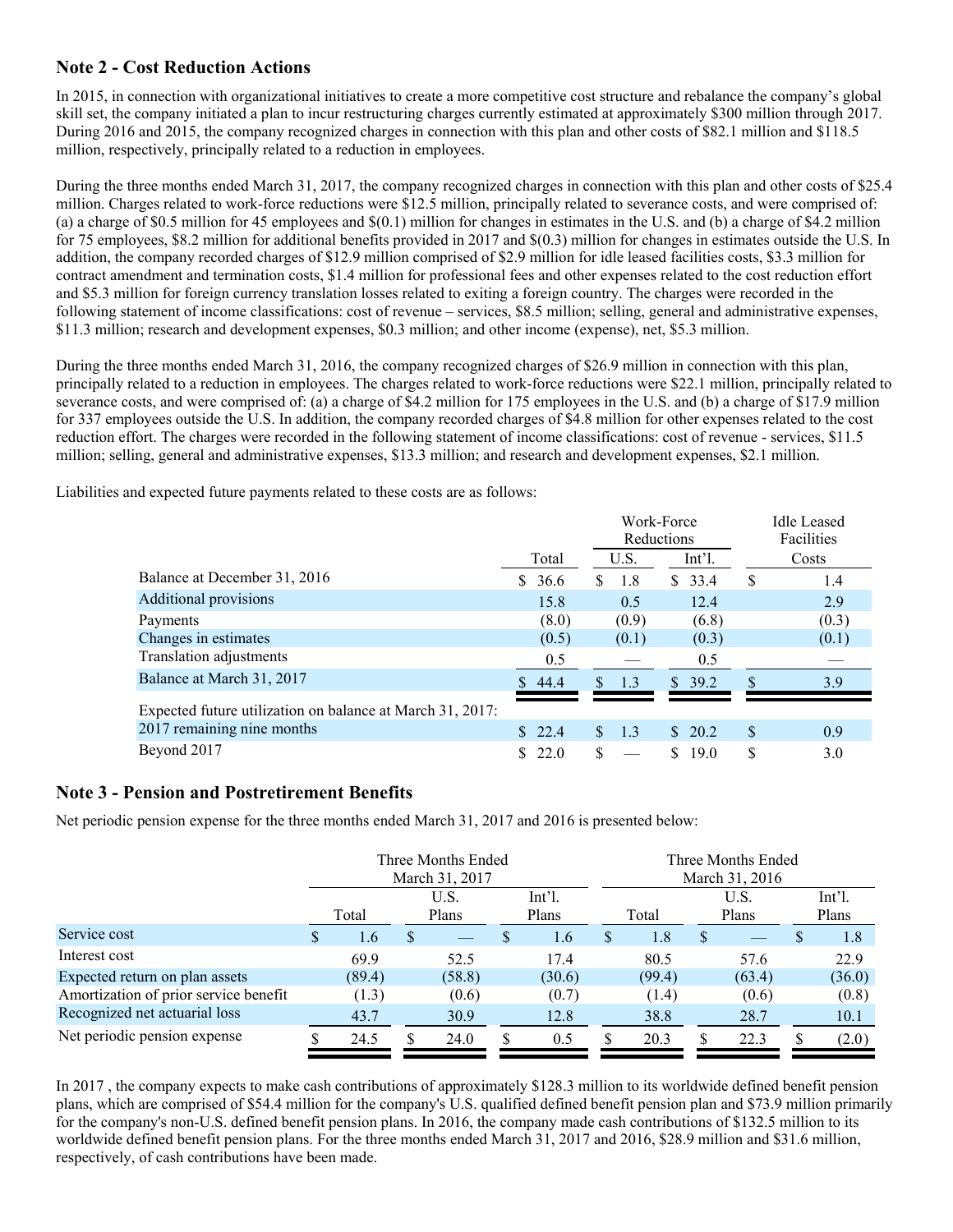## Note 2 - Cost Reduction Actions

In 2015, in connection with organizational initiatives to create a more competitive cost structure and rebalance the company's global skill set, the company initiated a plan to incur restructuring charges currently estimated at approximately $300 million through 2017. During 2016 and 2015, the company recognized charges in connection with this plan and other costs of $82.1 million and $118.5 million, respectively, principally related to a reduction in employees.

During the three months ended March 31, 2017, the company recognized charges in connection with this plan and other costs of $25.4 million. Charges related to work-force reductions were $12.5 million, principally related to severance costs, and were comprised of: (a) a charge of $0.5 million for 45 employees and $(0.1) million for changes in estimates in the U.S. and (b) a charge of $4.2 million for 75 employees, $8.2 million for additional benefits provided in 2017 and $(0.3) million for changes in estimates outside the U.S. In addition, the company recorded charges of $12.9 million comprised of $2.9 million for idle leased facilities costs, $3.3 million for contract amendment and termination costs, $1.4 million for professional fees and other expenses related to the cost reduction effort and $5.3 million for foreign currency translation losses related to exiting a foreign country. The charges were recorded in the following statement of income classifications: cost of revenue – services, $8.5 million; selling, general and administrative expenses, $11.3 million; research and development expenses, $0.3 million; and other income (expense), net, $5.3 million.

During the three months ended March 31, 2016, the company recognized charges of $26.9 million in connection with this plan, principally related to a reduction in employees. The charges related to work-force reductions were $22.1 million, principally related to severance costs, and were comprised of: (a) a charge of $4.2 million for 175 employees in the U.S. and (b) a charge of $17.9 million for 337 employees outside the U.S. In addition, the company recorded charges of $4.8 million for other expenses related to the cost reduction effort. The charges were recorded in the following statement of income classifications: cost of revenue - services, $11.5 million; selling, general and administrative expenses, $13.3 million; and research and development expenses, $2.1 million.

Liabilities and expected future payments related to these costs are as follows:

| | | Work-Force Reductions | | Idle Leased Facilities |
|---|---|---|---|---|
| | Total | U.S. | Int'l. | Costs |
| Balance at December 31, 2016 | $ 36.6 | $ 1.8 | $ 33.4 | $ 1.4 |
| Additional provisions | 15.8 | 0.5 | 12.4 | 2.9 |
| Payments | (8.0) | (0.9) | (6.8) | (0.3) |
| Changes in estimates | (0.5) | (0.1) | (0.3) | (0.1) |
| Translation adjustments | 0.5 | — | 0.5 | — |
| Balance at March 31, 2017 | $ 44.4 | $ 1.3 | $ 39.2 | $ 3.9 |
| Expected future utilization on balance at March 31, 2017: | | | | |
| 2017 remaining nine months | $ 22.4 | $ 1.3 | $ 20.2 | $ 0.9 |
| Beyond 2017 | $ 22.0 | $ — | $ 19.0 | $ 3.0 |

## Note 3 - Pension and Postretirement Benefits

Net periodic pension expense for the three months ended March 31, 2017 and 2016 is presented below:

| | Three Months Ended March 31, 2017 | | | Three Months Ended March 31, 2016 | | |
|---|---|---|---|---|---|---|
| | Total | U.S. Plans | Int'l. Plans | Total | U.S. Plans | Int'l. Plans |
| Service cost | $ 1.6 | $ — | $ 1.6 | $ 1.8 | $ — | $ 1.8 |
| Interest cost | 69.9 | 52.5 | 17.4 | 80.5 | 57.6 | 22.9 |
| Expected return on plan assets | (89.4) | (58.8) | (30.6) | (99.4) | (63.4) | (36.0) |
| Amortization of prior service benefit | (1.3) | (0.6) | (0.7) | (1.4) | (0.6) | (0.8) |
| Recognized net actuarial loss | 43.7 | 30.9 | 12.8 | 38.8 | 28.7 | 10.1 |
| Net periodic pension expense | $ 24.5 | $ 24.0 | $ 0.5 | $ 20.3 | $ 22.3 | $ (2.0) |

In 2017 , the company expects to make cash contributions of approximately $128.3 million to its worldwide defined benefit pension plans, which are comprised of $54.4 million for the company's U.S. qualified defined benefit pension plan and $73.9 million primarily for the company's non-U.S. defined benefit pension plans. In 2016, the company made cash contributions of $132.5 million to its worldwide defined benefit pension plans. For the three months ended March 31, 2017 and 2016, $28.9 million and $31.6 million, respectively, of cash contributions have been made.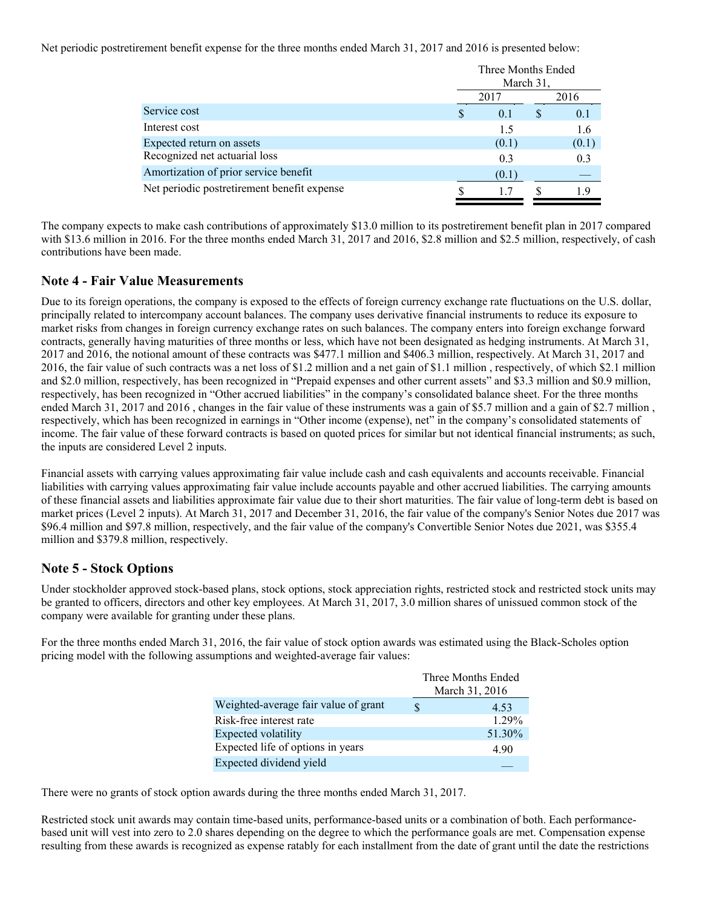Net periodic postretirement benefit expense for the three months ended March 31, 2017 and 2016 is presented below:

| | Three Months Ended March 31, | |
|---|---|---|
| | 2017 | 2016 |
| Service cost | $ 0.1 | $ 0.1 |
| Interest cost | 1.5 | 1.6 |
| Expected return on assets | (0.1) | (0.1) |
| Recognized net actuarial loss | 0.3 | 0.3 |
| Amortization of prior service benefit | (0.1) | — |
| Net periodic postretirement benefit expense | $ 1.7 | $ 1.9 |

The company expects to make cash contributions of approximately $13.0 million to its postretirement benefit plan in 2017 compared with $13.6 million in 2016. For the three months ended March 31, 2017 and 2016, $2.8 million and $2.5 million, respectively, of cash contributions have been made.

## Note 4 - Fair Value Measurements

Due to its foreign operations, the company is exposed to the effects of foreign currency exchange rate fluctuations on the U.S. dollar, principally related to intercompany account balances. The company uses derivative financial instruments to reduce its exposure to market risks from changes in foreign currency exchange rates on such balances. The company enters into foreign exchange forward contracts, generally having maturities of three months or less, which have not been designated as hedging instruments. At March 31, 2017 and 2016, the notional amount of these contracts was $477.1 million and $406.3 million, respectively. At March 31, 2017 and 2016, the fair value of such contracts was a net loss of $1.2 million and a net gain of $1.1 million , respectively, of which $2.1 million and $2.0 million, respectively, has been recognized in "Prepaid expenses and other current assets" and $3.3 million and $0.9 million, respectively, has been recognized in "Other accrued liabilities" in the company's consolidated balance sheet. For the three months ended March 31, 2017 and 2016 , changes in the fair value of these instruments was a gain of $5.7 million and a gain of $2.7 million , respectively, which has been recognized in earnings in "Other income (expense), net" in the company's consolidated statements of income. The fair value of these forward contracts is based on quoted prices for similar but not identical financial instruments; as such, the inputs are considered Level 2 inputs.

Financial assets with carrying values approximating fair value include cash and cash equivalents and accounts receivable. Financial liabilities with carrying values approximating fair value include accounts payable and other accrued liabilities. The carrying amounts of these financial assets and liabilities approximate fair value due to their short maturities. The fair value of long-term debt is based on market prices (Level 2 inputs). At March 31, 2017 and December 31, 2016, the fair value of the company's Senior Notes due 2017 was $96.4 million and $97.8 million, respectively, and the fair value of the company's Convertible Senior Notes due 2021, was $355.4 million and $379.8 million, respectively.

## Note 5 - Stock Options

Under stockholder approved stock-based plans, stock options, stock appreciation rights, restricted stock and restricted stock units may be granted to officers, directors and other key employees. At March 31, 2017, 3.0 million shares of unissued common stock of the company were available for granting under these plans.

For the three months ended March 31, 2016, the fair value of stock option awards was estimated using the Black-Scholes option pricing model with the following assumptions and weighted-average fair values:

| | Three Months Ended March 31, 2016 |
|---|---|
| Weighted-average fair value of grant | $ 4.53 |
| Risk-free interest rate | 1.29% |
| Expected volatility | 51.30% |
| Expected life of options in years | 4.90 |
| Expected dividend yield | — |

There were no grants of stock option awards during the three months ended March 31, 2017.

Restricted stock unit awards may contain time-based units, performance-based units or a combination of both. Each performance-based unit will vest into zero to 2.0 shares depending on the degree to which the performance goals are met. Compensation expense resulting from these awards is recognized as expense ratably for each installment from the date of grant until the date the restrictions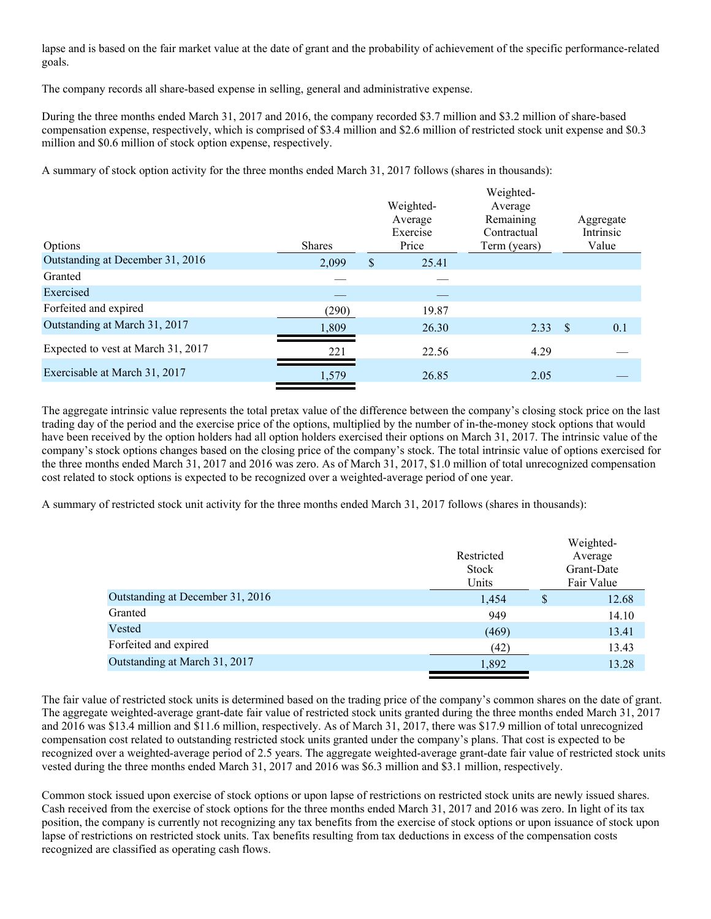lapse and is based on the fair market value at the date of grant and the probability of achievement of the specific performance-related goals.

The company records all share-based expense in selling, general and administrative expense.

During the three months ended March 31, 2017 and 2016, the company recorded $3.7 million and $3.2 million of share-based compensation expense, respectively, which is comprised of $3.4 million and $2.6 million of restricted stock unit expense and $0.3 million and $0.6 million of stock option expense, respectively.

A summary of stock option activity for the three months ended March 31, 2017 follows (shares in thousands):

| Options | Shares | Weighted-Average Exercise Price | Weighted-Average Remaining Contractual Term (years) | Aggregate Intrinsic Value |
|---|---|---|---|---|
| Outstanding at December 31, 2016 | 2,099 | $ 25.41 | | |
| Granted | — | — | | |
| Exercised | — | — | | |
| Forfeited and expired | (290) | 19.87 | | |
| Outstanding at March 31, 2017 | 1,809 | 26.30 | 2.33 | $ 0.1 |
| Expected to vest at March 31, 2017 | 221 | 22.56 | 4.29 | — |
| Exercisable at March 31, 2017 | 1,579 | 26.85 | 2.05 | — |

The aggregate intrinsic value represents the total pretax value of the difference between the company's closing stock price on the last trading day of the period and the exercise price of the options, multiplied by the number of in-the-money stock options that would have been received by the option holders had all option holders exercised their options on March 31, 2017. The intrinsic value of the company's stock options changes based on the closing price of the company's stock. The total intrinsic value of options exercised for the three months ended March 31, 2017 and 2016 was zero. As of March 31, 2017, $1.0 million of total unrecognized compensation cost related to stock options is expected to be recognized over a weighted-average period of one year.

A summary of restricted stock unit activity for the three months ended March 31, 2017 follows (shares in thousands):

| | Restricted Stock Units | Weighted-Average Grant-Date Fair Value |
|---|---|---|
| Outstanding at December 31, 2016 | 1,454 | $ 12.68 |
| Granted | 949 | 14.10 |
| Vested | (469) | 13.41 |
| Forfeited and expired | (42) | 13.43 |
| Outstanding at March 31, 2017 | 1,892 | 13.28 |

The fair value of restricted stock units is determined based on the trading price of the company's common shares on the date of grant. The aggregate weighted-average grant-date fair value of restricted stock units granted during the three months ended March 31, 2017 and 2016 was $13.4 million and $11.6 million, respectively. As of March 31, 2017, there was $17.9 million of total unrecognized compensation cost related to outstanding restricted stock units granted under the company's plans. That cost is expected to be recognized over a weighted-average period of 2.5 years. The aggregate weighted-average grant-date fair value of restricted stock units vested during the three months ended March 31, 2017 and 2016 was $6.3 million and $3.1 million, respectively.

Common stock issued upon exercise of stock options or upon lapse of restrictions on restricted stock units are newly issued shares. Cash received from the exercise of stock options for the three months ended March 31, 2017 and 2016 was zero. In light of its tax position, the company is currently not recognizing any tax benefits from the exercise of stock options or upon issuance of stock upon lapse of restrictions on restricted stock units. Tax benefits resulting from tax deductions in excess of the compensation costs recognized are classified as operating cash flows.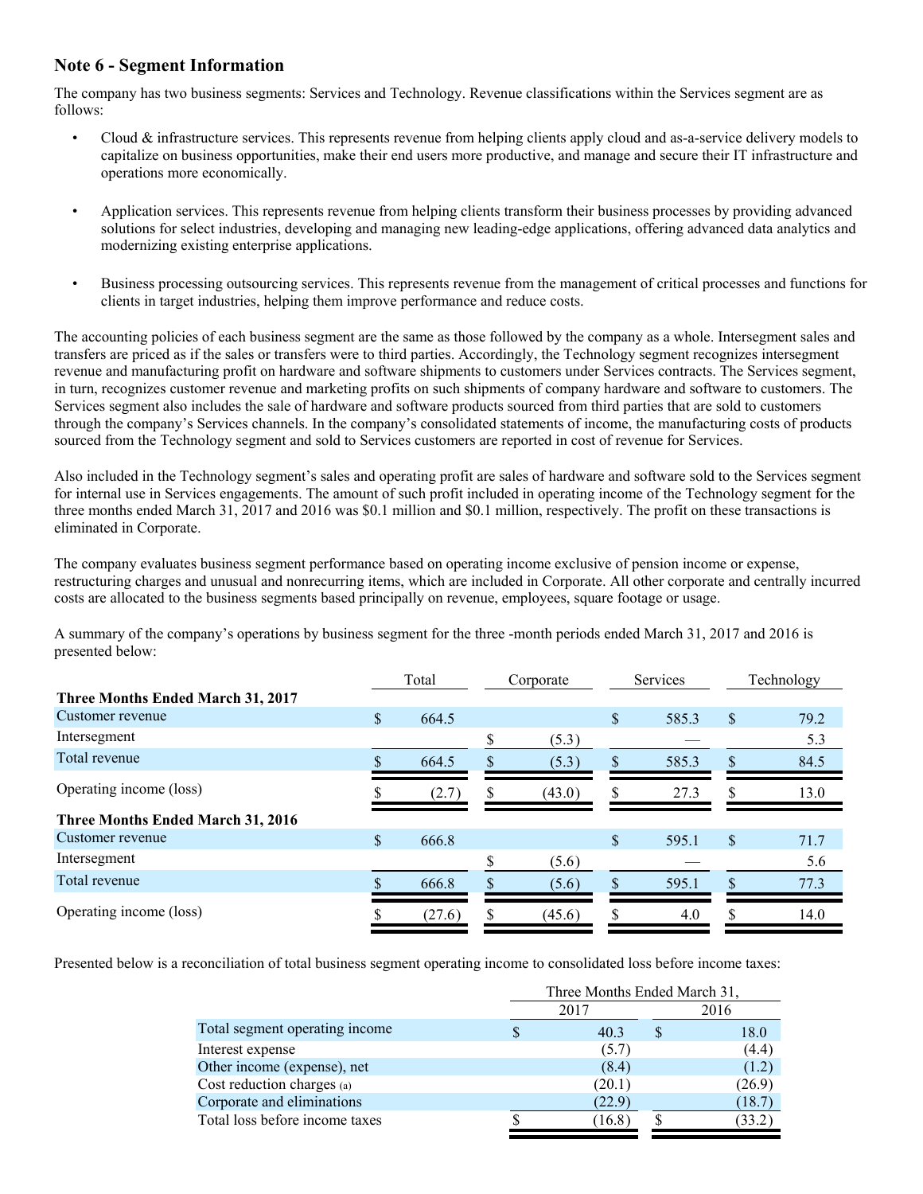## Note 6 - Segment Information

The company has two business segments: Services and Technology. Revenue classifications within the Services segment are as follows:

- Cloud & infrastructure services. This represents revenue from helping clients apply cloud and as-a-service delivery models to capitalize on business opportunities, make their end users more productive, and manage and secure their IT infrastructure and operations more economically.

- Application services. This represents revenue from helping clients transform their business processes by providing advanced solutions for select industries, developing and managing new leading-edge applications, offering advanced data analytics and modernizing existing enterprise applications.

- Business processing outsourcing services. This represents revenue from the management of critical processes and functions for clients in target industries, helping them improve performance and reduce costs.

The accounting policies of each business segment are the same as those followed by the company as a whole. Intersegment sales and transfers are priced as if the sales or transfers were to third parties. Accordingly, the Technology segment recognizes intersegment revenue and manufacturing profit on hardware and software shipments to customers under Services contracts. The Services segment, in turn, recognizes customer revenue and marketing profits on such shipments of company hardware and software to customers. The Services segment also includes the sale of hardware and software products sourced from third parties that are sold to customers through the company's Services channels. In the company's consolidated statements of income, the manufacturing costs of products sourced from the Technology segment and sold to Services customers are reported in cost of revenue for Services.

Also included in the Technology segment's sales and operating profit are sales of hardware and software sold to the Services segment for internal use in Services engagements. The amount of such profit included in operating income of the Technology segment for the three months ended March 31, 2017 and 2016 was $0.1 million and $0.1 million, respectively. The profit on these transactions is eliminated in Corporate.

The company evaluates business segment performance based on operating income exclusive of pension income or expense, restructuring charges and unusual and nonrecurring items, which are included in Corporate. All other corporate and centrally incurred costs are allocated to the business segments based principally on revenue, employees, square footage or usage.

A summary of the company's operations by business segment for the three -month periods ended March 31, 2017 and 2016 is presented below:

| | Total | Corporate | Services | Technology |
|---|---|---|---|---|
| **Three Months Ended March 31, 2017** | | | | |
| Customer revenue | $ 664.5 | | $ 585.3 | $ 79.2 |
| Intersegment | | $ (5.3) | — | 5.3 |
| Total revenue | $ 664.5 | $ (5.3) | $ 585.3 | $ 84.5 |
| Operating income (loss) | $ (2.7) | $ (43.0) | $ 27.3 | $ 13.0 |
| **Three Months Ended March 31, 2016** | | | | |
| Customer revenue | $ 666.8 | | $ 595.1 | $ 71.7 |
| Intersegment | | $ (5.6) | — | 5.6 |
| Total revenue | $ 666.8 | $ (5.6) | $ 595.1 | $ 77.3 |
| Operating income (loss) | $ (27.6) | $ (45.6) | $ 4.0 | $ 14.0 |

Presented below is a reconciliation of total business segment operating income to consolidated loss before income taxes:

| | Three Months Ended March 31, | |
|---|---|---|
| | 2017 | 2016 |
| Total segment operating income | $ 40.3 | $ 18.0 |
| Interest expense | (5.7) | (4.4) |
| Other income (expense), net | (8.4) | (1.2) |
| Cost reduction charges (a) | (20.1) | (26.9) |
| Corporate and eliminations | (22.9) | (18.7) |
| Total loss before income taxes | $ (16.8) | $ (33.2) |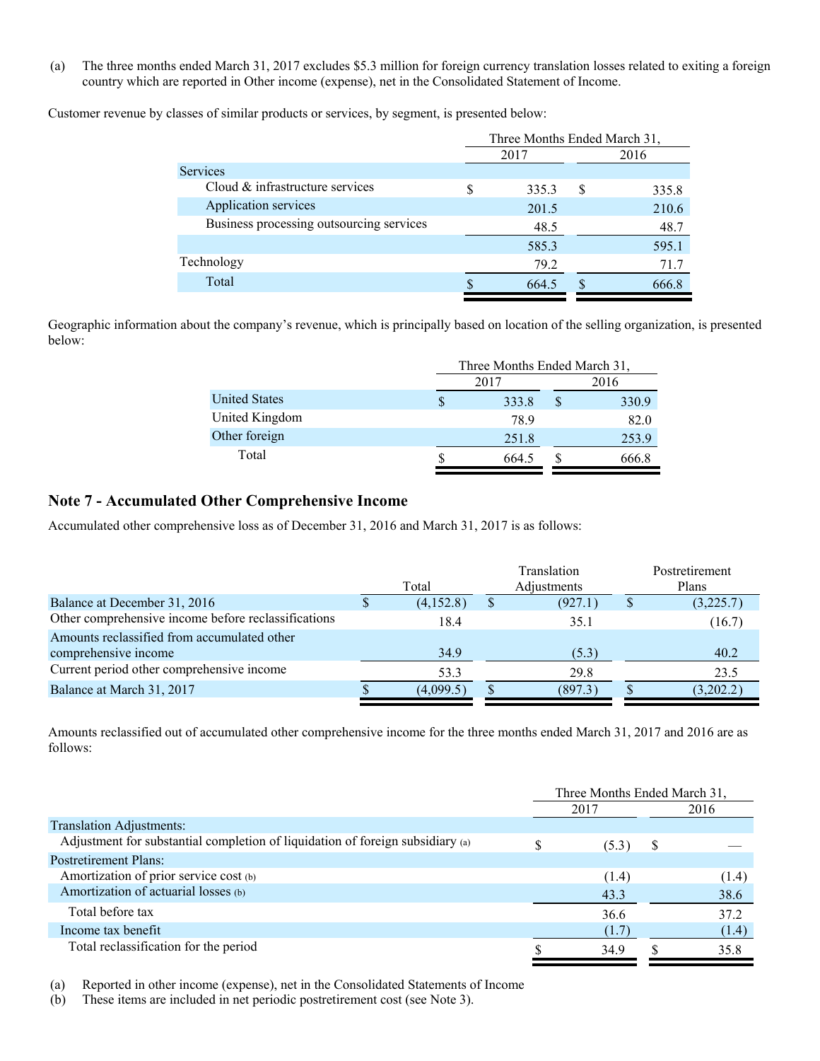(a) The three months ended March 31, 2017 excludes $5.3 million for foreign currency translation losses related to exiting a foreign country which are reported in Other income (expense), net in the Consolidated Statement of Income.

Customer revenue by classes of similar products or services, by segment, is presented below:

| | Three Months Ended March 31, 2017 | Three Months Ended March 31, 2016 |
|---|---|---|
| Services | | |
| Cloud & infrastructure services | $ 335.3 | $ 335.8 |
| Application services | 201.5 | 210.6 |
| Business processing outsourcing services | 48.5 | 48.7 |
| | 585.3 | 595.1 |
| Technology | 79.2 | 71.7 |
| Total | $ 664.5 | $ 666.8 |

Geographic information about the company's revenue, which is principally based on location of the selling organization, is presented below:

| | Three Months Ended March 31, 2017 | Three Months Ended March 31, 2016 |
|---|---|---|
| United States | $ 333.8 | $ 330.9 |
| United Kingdom | 78.9 | 82.0 |
| Other foreign | 251.8 | 253.9 |
| Total | $ 664.5 | $ 666.8 |

## Note 7 - Accumulated Other Comprehensive Income

Accumulated other comprehensive loss as of December 31, 2016 and March 31, 2017 is as follows:

| | Total | Translation Adjustments | Postretirement Plans |
|---|---|---|---|
| Balance at December 31, 2016 | $ (4,152.8) | $ (927.1) | $ (3,225.7) |
| Other comprehensive income before reclassifications | 18.4 | 35.1 | (16.7) |
| Amounts reclassified from accumulated other comprehensive income | 34.9 | (5.3) | 40.2 |
| Current period other comprehensive income | 53.3 | 29.8 | 23.5 |
| Balance at March 31, 2017 | $ (4,099.5) | $ (897.3) | $ (3,202.2) |

Amounts reclassified out of accumulated other comprehensive income for the three months ended March 31, 2017 and 2016 are as follows:

| | Three Months Ended March 31, 2017 | Three Months Ended March 31, 2016 |
|---|---|---|
| Translation Adjustments: | | |
| Adjustment for substantial completion of liquidation of foreign subsidiary (a) | $ (5.3) | $ — |
| Postretirement Plans: | | |
| Amortization of prior service cost (b) | (1.4) | (1.4) |
| Amortization of actuarial losses (b) | 43.3 | 38.6 |
| Total before tax | 36.6 | 37.2 |
| Income tax benefit | (1.7) | (1.4) |
| Total reclassification for the period | $ 34.9 | $ 35.8 |

(a) Reported in other income (expense), net in the Consolidated Statements of Income

(b) These items are included in net periodic postretirement cost (see Note 3).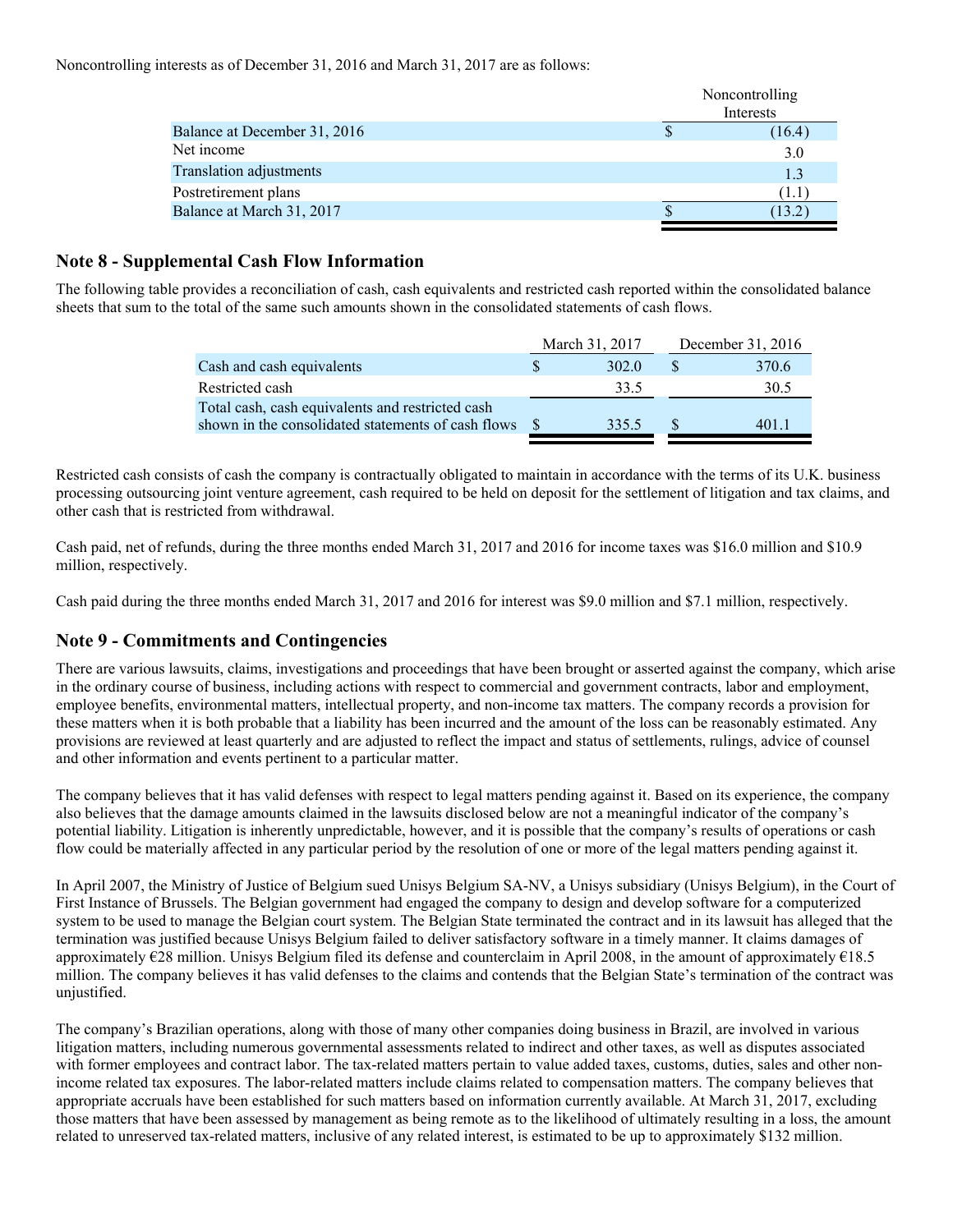Noncontrolling interests as of December 31, 2016 and March 31, 2017 are as follows:

| | Noncontrolling Interests |
|---|---|
| Balance at December 31, 2016 | $ (16.4) |
| Net income | 3.0 |
| Translation adjustments | 1.3 |
| Postretirement plans | (1.1) |
| Balance at March 31, 2017 | $ (13.2) |

## Note 8 - Supplemental Cash Flow Information

The following table provides a reconciliation of cash, cash equivalents and restricted cash reported within the consolidated balance sheets that sum to the total of the same such amounts shown in the consolidated statements of cash flows.

| | March 31, 2017 | December 31, 2016 |
|---|---|---|
| Cash and cash equivalents | $ 302.0 | $ 370.6 |
| Restricted cash | 33.5 | 30.5 |
| Total cash, cash equivalents and restricted cash shown in the consolidated statements of cash flows | $ 335.5 | $ 401.1 |

Restricted cash consists of cash the company is contractually obligated to maintain in accordance with the terms of its U.K. business processing outsourcing joint venture agreement, cash required to be held on deposit for the settlement of litigation and tax claims, and other cash that is restricted from withdrawal.

Cash paid, net of refunds, during the three months ended March 31, 2017 and 2016 for income taxes was $16.0 million and $10.9 million, respectively.

Cash paid during the three months ended March 31, 2017 and 2016 for interest was $9.0 million and $7.1 million, respectively.

## Note 9 - Commitments and Contingencies

There are various lawsuits, claims, investigations and proceedings that have been brought or asserted against the company, which arise in the ordinary course of business, including actions with respect to commercial and government contracts, labor and employment, employee benefits, environmental matters, intellectual property, and non-income tax matters. The company records a provision for these matters when it is both probable that a liability has been incurred and the amount of the loss can be reasonably estimated. Any provisions are reviewed at least quarterly and are adjusted to reflect the impact and status of settlements, rulings, advice of counsel and other information and events pertinent to a particular matter.

The company believes that it has valid defenses with respect to legal matters pending against it. Based on its experience, the company also believes that the damage amounts claimed in the lawsuits disclosed below are not a meaningful indicator of the company's potential liability. Litigation is inherently unpredictable, however, and it is possible that the company's results of operations or cash flow could be materially affected in any particular period by the resolution of one or more of the legal matters pending against it.

In April 2007, the Ministry of Justice of Belgium sued Unisys Belgium SA-NV, a Unisys subsidiary (Unisys Belgium), in the Court of First Instance of Brussels. The Belgian government had engaged the company to design and develop software for a computerized system to be used to manage the Belgian court system. The Belgian State terminated the contract and in its lawsuit has alleged that the termination was justified because Unisys Belgium failed to deliver satisfactory software in a timely manner. It claims damages of approximately €28 million. Unisys Belgium filed its defense and counterclaim in April 2008, in the amount of approximately €18.5 million. The company believes it has valid defenses to the claims and contends that the Belgian State's termination of the contract was unjustified.

The company's Brazilian operations, along with those of many other companies doing business in Brazil, are involved in various litigation matters, including numerous governmental assessments related to indirect and other taxes, as well as disputes associated with former employees and contract labor. The tax-related matters pertain to value added taxes, customs, duties, sales and other non-income related tax exposures. The labor-related matters include claims related to compensation matters. The company believes that appropriate accruals have been established for such matters based on information currently available. At March 31, 2017, excluding those matters that have been assessed by management as being remote as to the likelihood of ultimately resulting in a loss, the amount related to unreserved tax-related matters, inclusive of any related interest, is estimated to be up to approximately $132 million.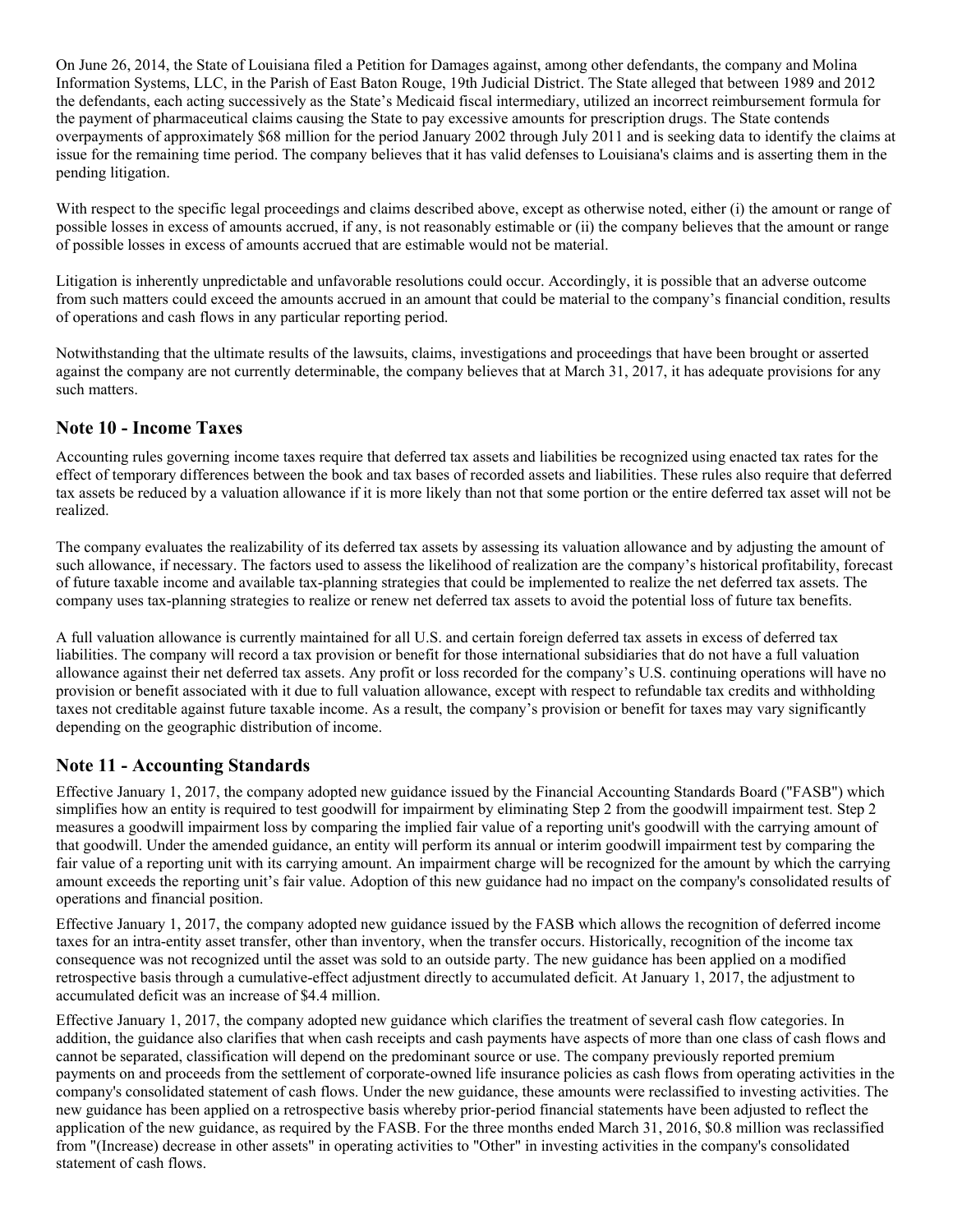On June 26, 2014, the State of Louisiana filed a Petition for Damages against, among other defendants, the company and Molina Information Systems, LLC, in the Parish of East Baton Rouge, 19th Judicial District. The State alleged that between 1989 and 2012 the defendants, each acting successively as the State's Medicaid fiscal intermediary, utilized an incorrect reimbursement formula for the payment of pharmaceutical claims causing the State to pay excessive amounts for prescription drugs. The State contends overpayments of approximately $68 million for the period January 2002 through July 2011 and is seeking data to identify the claims at issue for the remaining time period. The company believes that it has valid defenses to Louisiana's claims and is asserting them in the pending litigation.

With respect to the specific legal proceedings and claims described above, except as otherwise noted, either (i) the amount or range of possible losses in excess of amounts accrued, if any, is not reasonably estimable or (ii) the company believes that the amount or range of possible losses in excess of amounts accrued that are estimable would not be material.

Litigation is inherently unpredictable and unfavorable resolutions could occur. Accordingly, it is possible that an adverse outcome from such matters could exceed the amounts accrued in an amount that could be material to the company's financial condition, results of operations and cash flows in any particular reporting period.

Notwithstanding that the ultimate results of the lawsuits, claims, investigations and proceedings that have been brought or asserted against the company are not currently determinable, the company believes that at March 31, 2017, it has adequate provisions for any such matters.

## Note 10 - Income Taxes

Accounting rules governing income taxes require that deferred tax assets and liabilities be recognized using enacted tax rates for the effect of temporary differences between the book and tax bases of recorded assets and liabilities. These rules also require that deferred tax assets be reduced by a valuation allowance if it is more likely than not that some portion or the entire deferred tax asset will not be realized.

The company evaluates the realizability of its deferred tax assets by assessing its valuation allowance and by adjusting the amount of such allowance, if necessary. The factors used to assess the likelihood of realization are the company's historical profitability, forecast of future taxable income and available tax-planning strategies that could be implemented to realize the net deferred tax assets. The company uses tax-planning strategies to realize or renew net deferred tax assets to avoid the potential loss of future tax benefits.

A full valuation allowance is currently maintained for all U.S. and certain foreign deferred tax assets in excess of deferred tax liabilities. The company will record a tax provision or benefit for those international subsidiaries that do not have a full valuation allowance against their net deferred tax assets. Any profit or loss recorded for the company's U.S. continuing operations will have no provision or benefit associated with it due to full valuation allowance, except with respect to refundable tax credits and withholding taxes not creditable against future taxable income. As a result, the company's provision or benefit for taxes may vary significantly depending on the geographic distribution of income.

## Note 11 - Accounting Standards

Effective January 1, 2017, the company adopted new guidance issued by the Financial Accounting Standards Board ("FASB") which simplifies how an entity is required to test goodwill for impairment by eliminating Step 2 from the goodwill impairment test. Step 2 measures a goodwill impairment loss by comparing the implied fair value of a reporting unit's goodwill with the carrying amount of that goodwill. Under the amended guidance, an entity will perform its annual or interim goodwill impairment test by comparing the fair value of a reporting unit with its carrying amount. An impairment charge will be recognized for the amount by which the carrying amount exceeds the reporting unit's fair value. Adoption of this new guidance had no impact on the company's consolidated results of operations and financial position.

Effective January 1, 2017, the company adopted new guidance issued by the FASB which allows the recognition of deferred income taxes for an intra-entity asset transfer, other than inventory, when the transfer occurs. Historically, recognition of the income tax consequence was not recognized until the asset was sold to an outside party. The new guidance has been applied on a modified retrospective basis through a cumulative-effect adjustment directly to accumulated deficit. At January 1, 2017, the adjustment to accumulated deficit was an increase of $4.4 million.

Effective January 1, 2017, the company adopted new guidance which clarifies the treatment of several cash flow categories. In addition, the guidance also clarifies that when cash receipts and cash payments have aspects of more than one class of cash flows and cannot be separated, classification will depend on the predominant source or use. The company previously reported premium payments on and proceeds from the settlement of corporate-owned life insurance policies as cash flows from operating activities in the company's consolidated statement of cash flows. Under the new guidance, these amounts were reclassified to investing activities. The new guidance has been applied on a retrospective basis whereby prior-period financial statements have been adjusted to reflect the application of the new guidance, as required by the FASB. For the three months ended March 31, 2016, $0.8 million was reclassified from "(Increase) decrease in other assets" in operating activities to "Other" in investing activities in the company's consolidated statement of cash flows.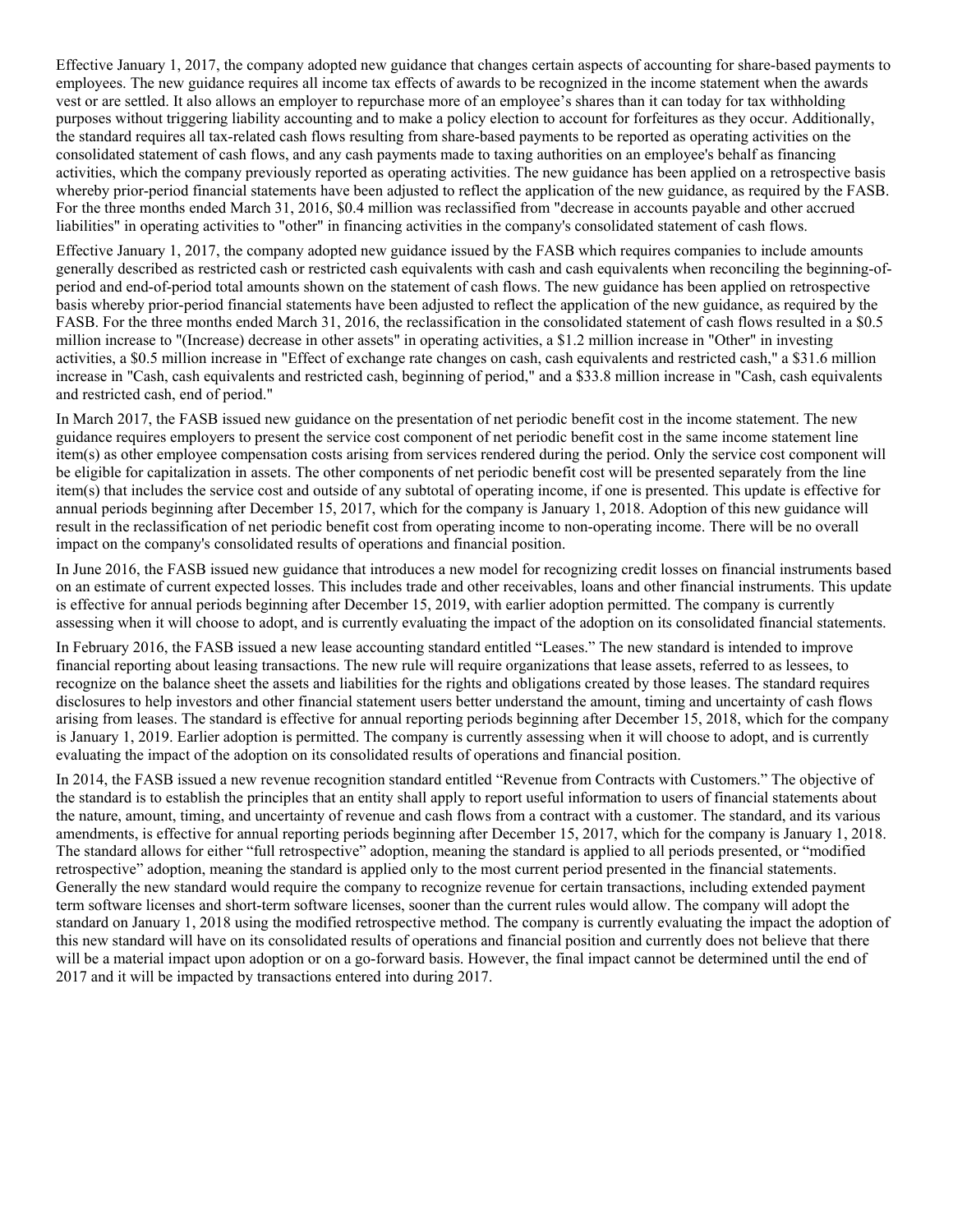Effective January 1, 2017, the company adopted new guidance that changes certain aspects of accounting for share-based payments to employees. The new guidance requires all income tax effects of awards to be recognized in the income statement when the awards vest or are settled. It also allows an employer to repurchase more of an employee's shares than it can today for tax withholding purposes without triggering liability accounting and to make a policy election to account for forfeitures as they occur. Additionally, the standard requires all tax-related cash flows resulting from share-based payments to be reported as operating activities on the consolidated statement of cash flows, and any cash payments made to taxing authorities on an employee's behalf as financing activities, which the company previously reported as operating activities. The new guidance has been applied on a retrospective basis whereby prior-period financial statements have been adjusted to reflect the application of the new guidance, as required by the FASB. For the three months ended March 31, 2016, $0.4 million was reclassified from "decrease in accounts payable and other accrued liabilities" in operating activities to "other" in financing activities in the company's consolidated statement of cash flows.

Effective January 1, 2017, the company adopted new guidance issued by the FASB which requires companies to include amounts generally described as restricted cash or restricted cash equivalents with cash and cash equivalents when reconciling the beginning-of-period and end-of-period total amounts shown on the statement of cash flows. The new guidance has been applied on retrospective basis whereby prior-period financial statements have been adjusted to reflect the application of the new guidance, as required by the FASB. For the three months ended March 31, 2016, the reclassification in the consolidated statement of cash flows resulted in a $0.5 million increase to "(Increase) decrease in other assets" in operating activities, a $1.2 million increase in "Other" in investing activities, a $0.5 million increase in "Effect of exchange rate changes on cash, cash equivalents and restricted cash," a $31.6 million increase in "Cash, cash equivalents and restricted cash, beginning of period," and a $33.8 million increase in "Cash, cash equivalents and restricted cash, end of period."

In March 2017, the FASB issued new guidance on the presentation of net periodic benefit cost in the income statement. The new guidance requires employers to present the service cost component of net periodic benefit cost in the same income statement line item(s) as other employee compensation costs arising from services rendered during the period. Only the service cost component will be eligible for capitalization in assets. The other components of net periodic benefit cost will be presented separately from the line item(s) that includes the service cost and outside of any subtotal of operating income, if one is presented. This update is effective for annual periods beginning after December 15, 2017, which for the company is January 1, 2018. Adoption of this new guidance will result in the reclassification of net periodic benefit cost from operating income to non-operating income. There will be no overall impact on the company's consolidated results of operations and financial position.

In June 2016, the FASB issued new guidance that introduces a new model for recognizing credit losses on financial instruments based on an estimate of current expected losses. This includes trade and other receivables, loans and other financial instruments. This update is effective for annual periods beginning after December 15, 2019, with earlier adoption permitted. The company is currently assessing when it will choose to adopt, and is currently evaluating the impact of the adoption on its consolidated financial statements.

In February 2016, the FASB issued a new lease accounting standard entitled "Leases." The new standard is intended to improve financial reporting about leasing transactions. The new rule will require organizations that lease assets, referred to as lessees, to recognize on the balance sheet the assets and liabilities for the rights and obligations created by those leases. The standard requires disclosures to help investors and other financial statement users better understand the amount, timing and uncertainty of cash flows arising from leases. The standard is effective for annual reporting periods beginning after December 15, 2018, which for the company is January 1, 2019. Earlier adoption is permitted. The company is currently assessing when it will choose to adopt, and is currently evaluating the impact of the adoption on its consolidated results of operations and financial position.

In 2014, the FASB issued a new revenue recognition standard entitled "Revenue from Contracts with Customers." The objective of the standard is to establish the principles that an entity shall apply to report useful information to users of financial statements about the nature, amount, timing, and uncertainty of revenue and cash flows from a contract with a customer. The standard, and its various amendments, is effective for annual reporting periods beginning after December 15, 2017, which for the company is January 1, 2018. The standard allows for either "full retrospective" adoption, meaning the standard is applied to all periods presented, or "modified retrospective" adoption, meaning the standard is applied only to the most current period presented in the financial statements. Generally the new standard would require the company to recognize revenue for certain transactions, including extended payment term software licenses and short-term software licenses, sooner than the current rules would allow. The company will adopt the standard on January 1, 2018 using the modified retrospective method. The company is currently evaluating the impact the adoption of this new standard will have on its consolidated results of operations and financial position and currently does not believe that there will be a material impact upon adoption or on a go-forward basis. However, the final impact cannot be determined until the end of 2017 and it will be impacted by transactions entered into during 2017.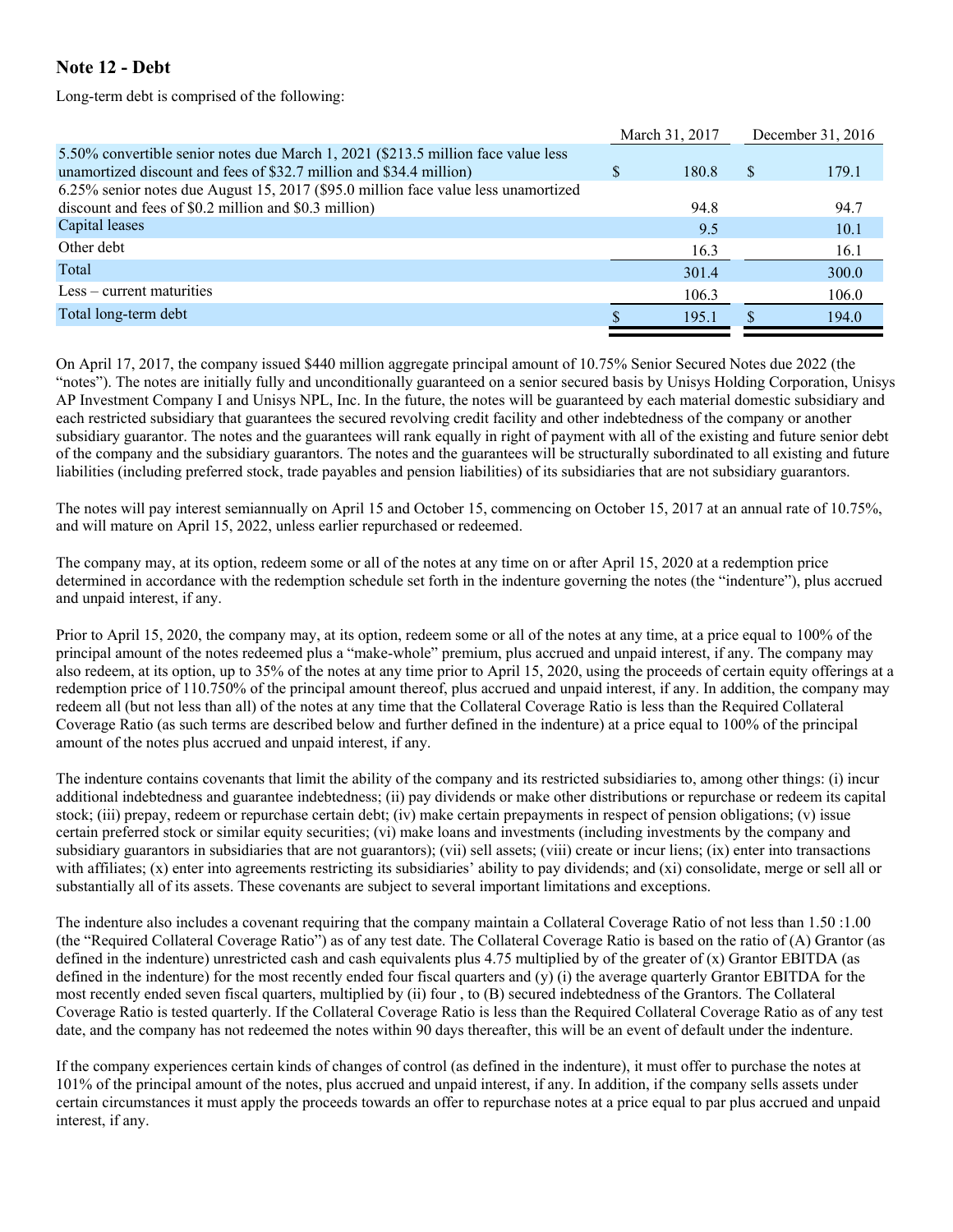## Note 12 - Debt

Long-term debt is comprised of the following:

| | March 31, 2017 | December 31, 2016 |
|---|---|---|
| 5.50% convertible senior notes due March 1, 2021 ($213.5 million face value less unamortized discount and fees of $32.7 million and $34.4 million) | $ 180.8 | $ 179.1 |
| 6.25% senior notes due August 15, 2017 ($95.0 million face value less unamortized discount and fees of $0.2 million and $0.3 million) | 94.8 | 94.7 |
| Capital leases | 9.5 | 10.1 |
| Other debt | 16.3 | 16.1 |
| Total | 301.4 | 300.0 |
| Less – current maturities | 106.3 | 106.0 |
| Total long-term debt | $ 195.1 | $ 194.0 |

On April 17, 2017, the company issued $440 million aggregate principal amount of 10.75% Senior Secured Notes due 2022 (the "notes"). The notes are initially fully and unconditionally guaranteed on a senior secured basis by Unisys Holding Corporation, Unisys AP Investment Company I and Unisys NPL, Inc. In the future, the notes will be guaranteed by each material domestic subsidiary and each restricted subsidiary that guarantees the secured revolving credit facility and other indebtedness of the company or another subsidiary guarantor. The notes and the guarantees will rank equally in right of payment with all of the existing and future senior debt of the company and the subsidiary guarantors. The notes and the guarantees will be structurally subordinated to all existing and future liabilities (including preferred stock, trade payables and pension liabilities) of its subsidiaries that are not subsidiary guarantors.

The notes will pay interest semiannually on April 15 and October 15, commencing on October 15, 2017 at an annual rate of 10.75%, and will mature on April 15, 2022, unless earlier repurchased or redeemed.

The company may, at its option, redeem some or all of the notes at any time on or after April 15, 2020 at a redemption price determined in accordance with the redemption schedule set forth in the indenture governing the notes (the "indenture"), plus accrued and unpaid interest, if any.

Prior to April 15, 2020, the company may, at its option, redeem some or all of the notes at any time, at a price equal to 100% of the principal amount of the notes redeemed plus a "make-whole" premium, plus accrued and unpaid interest, if any. The company may also redeem, at its option, up to 35% of the notes at any time prior to April 15, 2020, using the proceeds of certain equity offerings at a redemption price of 110.750% of the principal amount thereof, plus accrued and unpaid interest, if any. In addition, the company may redeem all (but not less than all) of the notes at any time that the Collateral Coverage Ratio is less than the Required Collateral Coverage Ratio (as such terms are described below and further defined in the indenture) at a price equal to 100% of the principal amount of the notes plus accrued and unpaid interest, if any.

The indenture contains covenants that limit the ability of the company and its restricted subsidiaries to, among other things: (i) incur additional indebtedness and guarantee indebtedness; (ii) pay dividends or make other distributions or repurchase or redeem its capital stock; (iii) prepay, redeem or repurchase certain debt; (iv) make certain prepayments in respect of pension obligations; (v) issue certain preferred stock or similar equity securities; (vi) make loans and investments (including investments by the company and subsidiary guarantors in subsidiaries that are not guarantors); (vii) sell assets; (viii) create or incur liens; (ix) enter into transactions with affiliates; (x) enter into agreements restricting its subsidiaries' ability to pay dividends; and (xi) consolidate, merge or sell all or substantially all of its assets. These covenants are subject to several important limitations and exceptions.

The indenture also includes a covenant requiring that the company maintain a Collateral Coverage Ratio of not less than 1.50 :1.00 (the "Required Collateral Coverage Ratio") as of any test date. The Collateral Coverage Ratio is based on the ratio of (A) Grantor (as defined in the indenture) unrestricted cash and cash equivalents plus 4.75 multiplied by of the greater of (x) Grantor EBITDA (as defined in the indenture) for the most recently ended four fiscal quarters and (y) (i) the average quarterly Grantor EBITDA for the most recently ended seven fiscal quarters, multiplied by (ii) four , to (B) secured indebtedness of the Grantors. The Collateral Coverage Ratio is tested quarterly. If the Collateral Coverage Ratio is less than the Required Collateral Coverage Ratio as of any test date, and the company has not redeemed the notes within 90 days thereafter, this will be an event of default under the indenture.

If the company experiences certain kinds of changes of control (as defined in the indenture), it must offer to purchase the notes at 101% of the principal amount of the notes, plus accrued and unpaid interest, if any. In addition, if the company sells assets under certain circumstances it must apply the proceeds towards an offer to repurchase notes at a price equal to par plus accrued and unpaid interest, if any.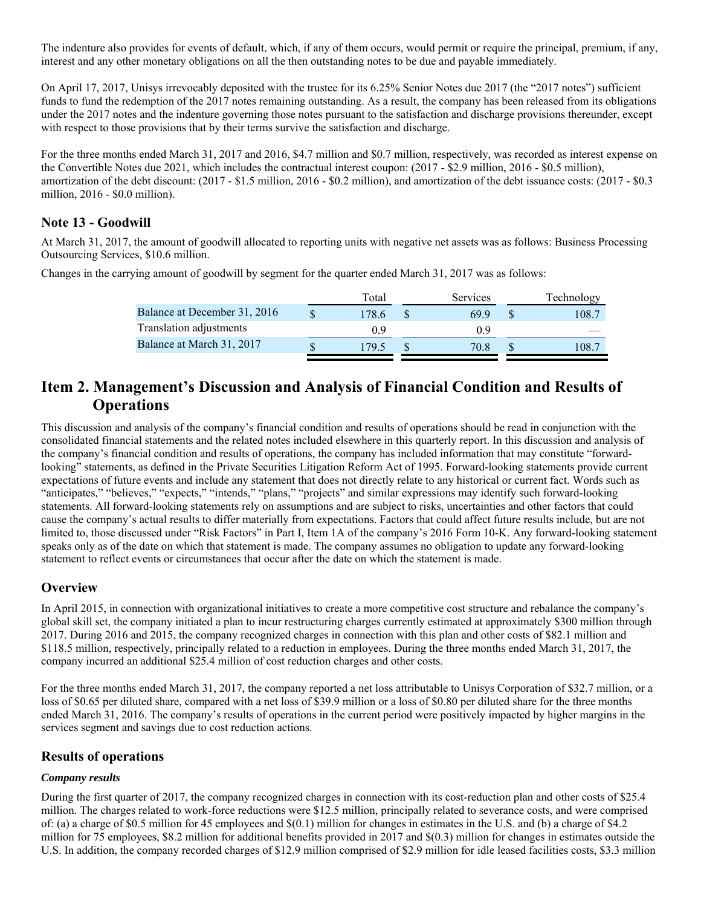The indenture also provides for events of default, which, if any of them occurs, would permit or require the principal, premium, if any, interest and any other monetary obligations on all the then outstanding notes to be due and payable immediately.

On April 17, 2017, Unisys irrevocably deposited with the trustee for its 6.25% Senior Notes due 2017 (the "2017 notes") sufficient funds to fund the redemption of the 2017 notes remaining outstanding. As a result, the company has been released from its obligations under the 2017 notes and the indenture governing those notes pursuant to the satisfaction and discharge provisions thereunder, except with respect to those provisions that by their terms survive the satisfaction and discharge.

For the three months ended March 31, 2017 and 2016, $4.7 million and $0.7 million, respectively, was recorded as interest expense on the Convertible Notes due 2021, which includes the contractual interest coupon: (2017 - $2.9 million, 2016 - $0.5 million), amortization of the debt discount: (2017 - $1.5 million, 2016 - $0.2 million), and amortization of the debt issuance costs: (2017 - $0.3 million, 2016 - $0.0 million).

## Note 13 - Goodwill

At March 31, 2017, the amount of goodwill allocated to reporting units with negative net assets was as follows: Business Processing Outsourcing Services, $10.6 million.

Changes in the carrying amount of goodwill by segment for the quarter ended March 31, 2017 was as follows:

| | Total | Services | Technology |
|---|---|---|---|
| Balance at December 31, 2016 | $ 178.6 | $ 69.9 | $ 108.7 |
| Translation adjustments | 0.9 | 0.9 | — |
| Balance at March 31, 2017 | $ 179.5 | $ 70.8 | $ 108.7 |

# Item 2. Management's Discussion and Analysis of Financial Condition and Results of Operations

This discussion and analysis of the company's financial condition and results of operations should be read in conjunction with the consolidated financial statements and the related notes included elsewhere in this quarterly report. In this discussion and analysis of the company's financial condition and results of operations, the company has included information that may constitute "forward-looking" statements, as defined in the Private Securities Litigation Reform Act of 1995. Forward-looking statements provide current expectations of future events and include any statement that does not directly relate to any historical or current fact. Words such as "anticipates," "believes," "expects," "intends," "plans," "projects" and similar expressions may identify such forward-looking statements. All forward-looking statements rely on assumptions and are subject to risks, uncertainties and other factors that could cause the company's actual results to differ materially from expectations. Factors that could affect future results include, but are not limited to, those discussed under "Risk Factors" in Part I, Item 1A of the company's 2016 Form 10-K. Any forward-looking statement speaks only as of the date on which that statement is made. The company assumes no obligation to update any forward-looking statement to reflect events or circumstances that occur after the date on which the statement is made.

## Overview

In April 2015, in connection with organizational initiatives to create a more competitive cost structure and rebalance the company's global skill set, the company initiated a plan to incur restructuring charges currently estimated at approximately $300 million through 2017. During 2016 and 2015, the company recognized charges in connection with this plan and other costs of $82.1 million and $118.5 million, respectively, principally related to a reduction in employees. During the three months ended March 31, 2017, the company incurred an additional $25.4 million of cost reduction charges and other costs.

For the three months ended March 31, 2017, the company reported a net loss attributable to Unisys Corporation of $32.7 million, or a loss of $0.65 per diluted share, compared with a net loss of $39.9 million or a loss of $0.80 per diluted share for the three months ended March 31, 2016. The company's results of operations in the current period were positively impacted by higher margins in the services segment and savings due to cost reduction actions.

## Results of operations

### *Company results*

During the first quarter of 2017, the company recognized charges in connection with its cost-reduction plan and other costs of $25.4 million. The charges related to work-force reductions were $12.5 million, principally related to severance costs, and were comprised of: (a) a charge of $0.5 million for 45 employees and $(0.1) million for changes in estimates in the U.S. and (b) a charge of $4.2 million for 75 employees, $8.2 million for additional benefits provided in 2017 and $(0.3) million for changes in estimates outside the U.S. In addition, the company recorded charges of $12.9 million comprised of $2.9 million for idle leased facilities costs, $3.3 million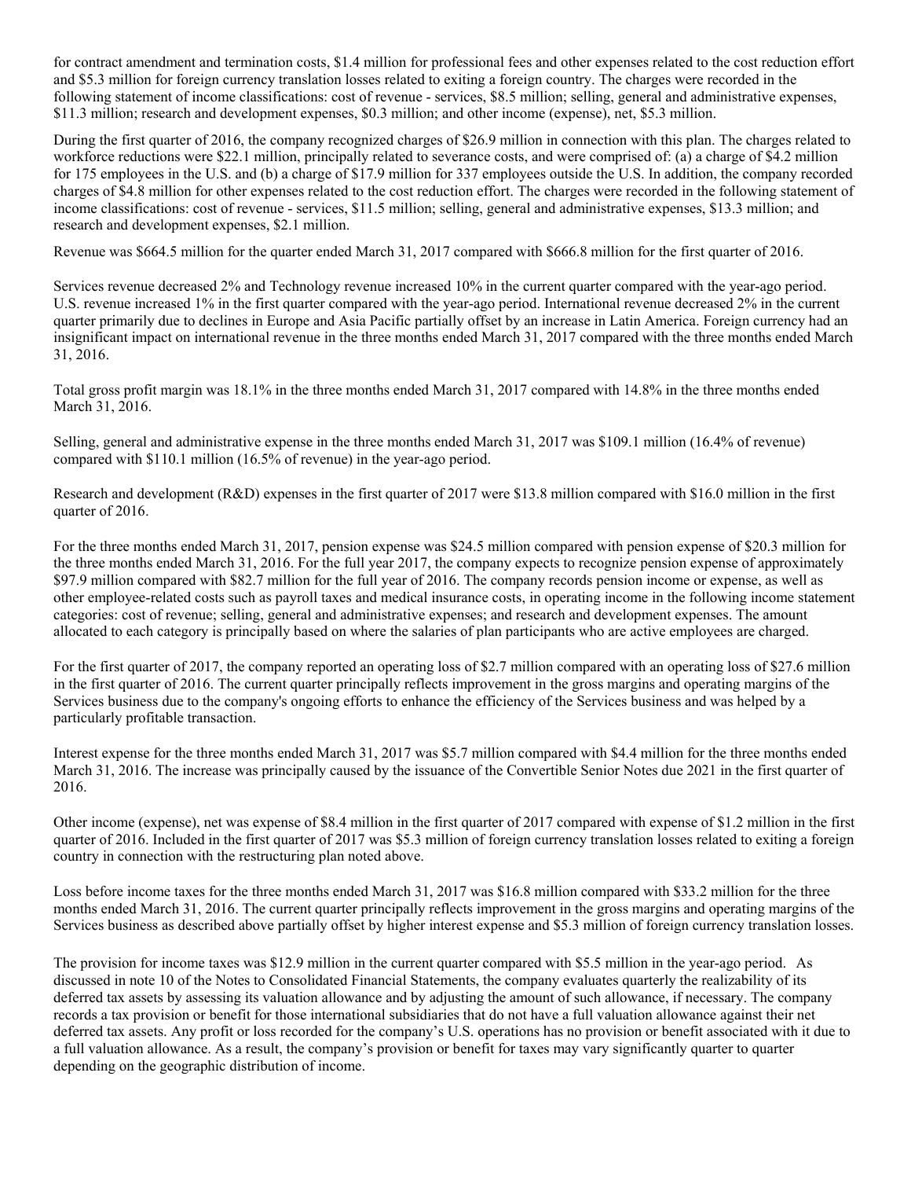for contract amendment and termination costs, $1.4 million for professional fees and other expenses related to the cost reduction effort and $5.3 million for foreign currency translation losses related to exiting a foreign country. The charges were recorded in the following statement of income classifications: cost of revenue - services, $8.5 million; selling, general and administrative expenses, $11.3 million; research and development expenses, $0.3 million; and other income (expense), net, $5.3 million.

During the first quarter of 2016, the company recognized charges of $26.9 million in connection with this plan. The charges related to workforce reductions were $22.1 million, principally related to severance costs, and were comprised of: (a) a charge of $4.2 million for 175 employees in the U.S. and (b) a charge of $17.9 million for 337 employees outside the U.S. In addition, the company recorded charges of $4.8 million for other expenses related to the cost reduction effort. The charges were recorded in the following statement of income classifications: cost of revenue - services, $11.5 million; selling, general and administrative expenses, $13.3 million; and research and development expenses, $2.1 million.

Revenue was $664.5 million for the quarter ended March 31, 2017 compared with $666.8 million for the first quarter of 2016.

Services revenue decreased 2% and Technology revenue increased 10% in the current quarter compared with the year-ago period. U.S. revenue increased 1% in the first quarter compared with the year-ago period. International revenue decreased 2% in the current quarter primarily due to declines in Europe and Asia Pacific partially offset by an increase in Latin America. Foreign currency had an insignificant impact on international revenue in the three months ended March 31, 2017 compared with the three months ended March 31, 2016.

Total gross profit margin was 18.1% in the three months ended March 31, 2017 compared with 14.8% in the three months ended March 31, 2016.

Selling, general and administrative expense in the three months ended March 31, 2017 was $109.1 million (16.4% of revenue) compared with $110.1 million (16.5% of revenue) in the year-ago period.

Research and development (R&D) expenses in the first quarter of 2017 were $13.8 million compared with $16.0 million in the first quarter of 2016.

For the three months ended March 31, 2017, pension expense was $24.5 million compared with pension expense of $20.3 million for the three months ended March 31, 2016. For the full year 2017, the company expects to recognize pension expense of approximately $97.9 million compared with $82.7 million for the full year of 2016. The company records pension income or expense, as well as other employee-related costs such as payroll taxes and medical insurance costs, in operating income in the following income statement categories: cost of revenue; selling, general and administrative expenses; and research and development expenses. The amount allocated to each category is principally based on where the salaries of plan participants who are active employees are charged.

For the first quarter of 2017, the company reported an operating loss of $2.7 million compared with an operating loss of $27.6 million in the first quarter of 2016. The current quarter principally reflects improvement in the gross margins and operating margins of the Services business due to the company's ongoing efforts to enhance the efficiency of the Services business and was helped by a particularly profitable transaction.

Interest expense for the three months ended March 31, 2017 was $5.7 million compared with $4.4 million for the three months ended March 31, 2016. The increase was principally caused by the issuance of the Convertible Senior Notes due 2021 in the first quarter of 2016.

Other income (expense), net was expense of $8.4 million in the first quarter of 2017 compared with expense of $1.2 million in the first quarter of 2016. Included in the first quarter of 2017 was $5.3 million of foreign currency translation losses related to exiting a foreign country in connection with the restructuring plan noted above.

Loss before income taxes for the three months ended March 31, 2017 was $16.8 million compared with $33.2 million for the three months ended March 31, 2016. The current quarter principally reflects improvement in the gross margins and operating margins of the Services business as described above partially offset by higher interest expense and $5.3 million of foreign currency translation losses.

The provision for income taxes was $12.9 million in the current quarter compared with $5.5 million in the year-ago period. As discussed in note 10 of the Notes to Consolidated Financial Statements, the company evaluates quarterly the realizability of its deferred tax assets by assessing its valuation allowance and by adjusting the amount of such allowance, if necessary. The company records a tax provision or benefit for those international subsidiaries that do not have a full valuation allowance against their net deferred tax assets. Any profit or loss recorded for the company's U.S. operations has no provision or benefit associated with it due to a full valuation allowance. As a result, the company's provision or benefit for taxes may vary significantly quarter to quarter depending on the geographic distribution of income.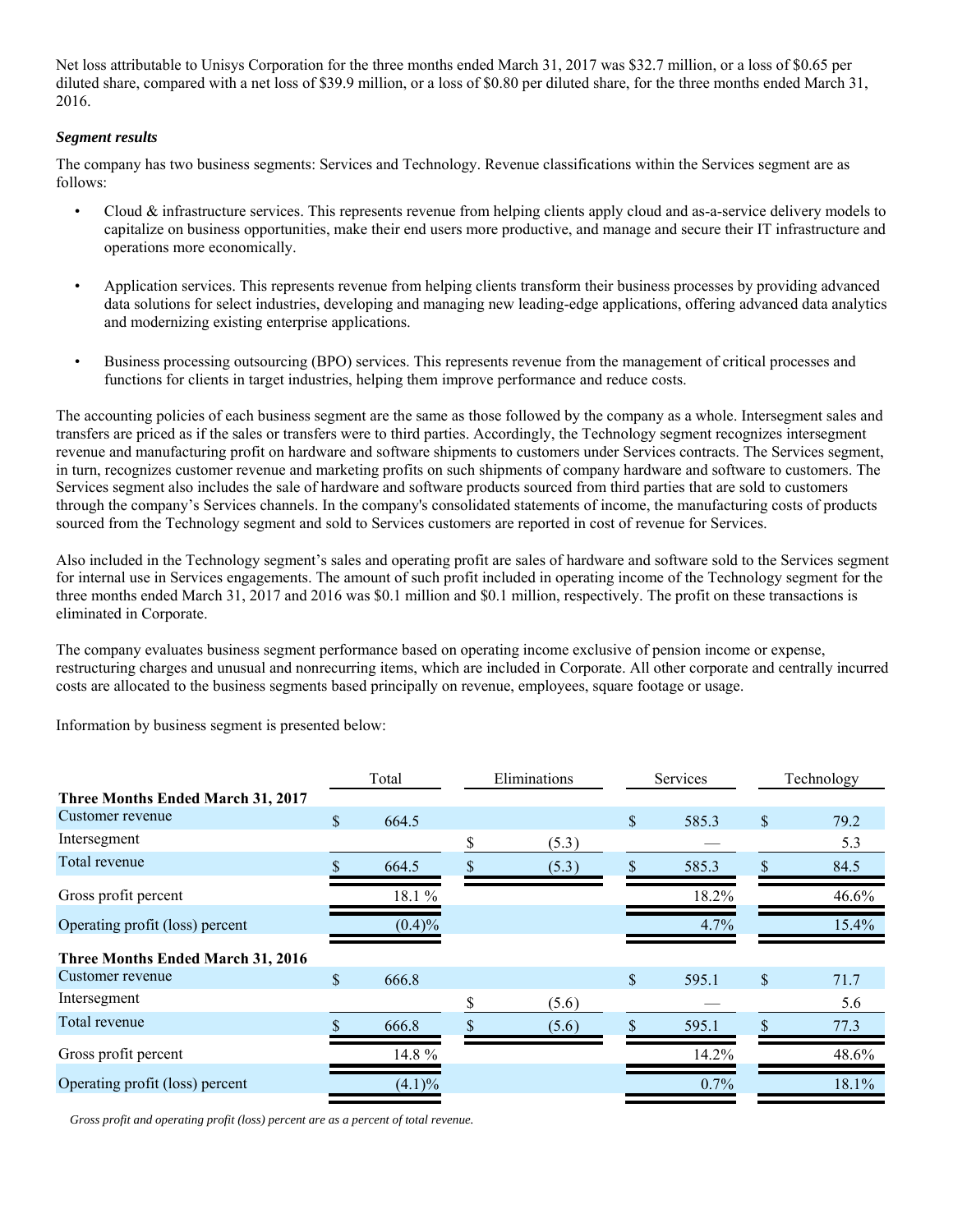Net loss attributable to Unisys Corporation for the three months ended March 31, 2017 was $32.7 million, or a loss of $0.65 per diluted share, compared with a net loss of $39.9 million, or a loss of $0.80 per diluted share, for the three months ended March 31, 2016.

***Segment results***

The company has two business segments: Services and Technology. Revenue classifications within the Services segment are as follows:

- Cloud & infrastructure services. This represents revenue from helping clients apply cloud and as-a-service delivery models to capitalize on business opportunities, make their end users more productive, and manage and secure their IT infrastructure and operations more economically.
- Application services. This represents revenue from helping clients transform their business processes by providing advanced data solutions for select industries, developing and managing new leading-edge applications, offering advanced data analytics and modernizing existing enterprise applications.
- Business processing outsourcing (BPO) services. This represents revenue from the management of critical processes and functions for clients in target industries, helping them improve performance and reduce costs.

The accounting policies of each business segment are the same as those followed by the company as a whole. Intersegment sales and transfers are priced as if the sales or transfers were to third parties. Accordingly, the Technology segment recognizes intersegment revenue and manufacturing profit on hardware and software shipments to customers under Services contracts. The Services segment, in turn, recognizes customer revenue and marketing profits on such shipments of company hardware and software to customers. The Services segment also includes the sale of hardware and software products sourced from third parties that are sold to customers through the company's Services channels. In the company's consolidated statements of income, the manufacturing costs of products sourced from the Technology segment and sold to Services customers are reported in cost of revenue for Services.

Also included in the Technology segment's sales and operating profit are sales of hardware and software sold to the Services segment for internal use in Services engagements. The amount of such profit included in operating income of the Technology segment for the three months ended March 31, 2017 and 2016 was $0.1 million and $0.1 million, respectively. The profit on these transactions is eliminated in Corporate.

The company evaluates business segment performance based on operating income exclusive of pension income or expense, restructuring charges and unusual and nonrecurring items, which are included in Corporate. All other corporate and centrally incurred costs are allocated to the business segments based principally on revenue, employees, square footage or usage.

Information by business segment is presented below:

| | Total | Eliminations | Services | Technology |
|---|---|---|---|---|
| **Three Months Ended March 31, 2017** | | | | |
| Customer revenue | $ 664.5 | | $ 585.3 | $ 79.2 |
| Intersegment | | $ (5.3) | — | 5.3 |
| Total revenue | $ 664.5 | $ (5.3) | $ 585.3 | $ 84.5 |
| Gross profit percent | 18.1 % | | 18.2% | 46.6% |
| Operating profit (loss) percent | (0.4)% | | 4.7% | 15.4% |
| **Three Months Ended March 31, 2016** | | | | |
| Customer revenue | $ 666.8 | | $ 595.1 | $ 71.7 |
| Intersegment | | $ (5.6) | — | 5.6 |
| Total revenue | $ 666.8 | $ (5.6) | $ 595.1 | $ 77.3 |
| Gross profit percent | 14.8 % | | 14.2% | 48.6% |
| Operating profit (loss) percent | (4.1)% | | 0.7% | 18.1% |

*Gross profit and operating profit (loss) percent are as a percent of total revenue.*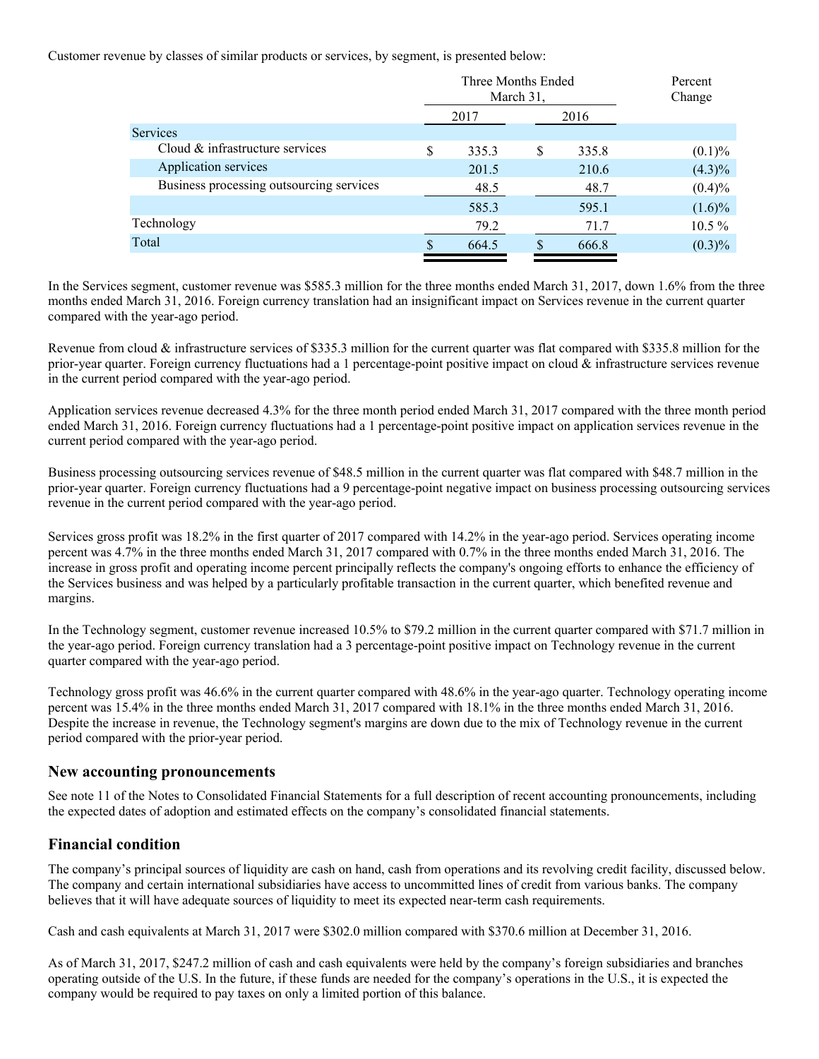Customer revenue by classes of similar products or services, by segment, is presented below:

| | Three Months Ended March 31, | | Percent Change |
|---|---|---|---|
| | 2017 | 2016 | |
| Services | | | |
| Cloud & infrastructure services | $ 335.3 | $ 335.8 | (0.1)% |
| Application services | 201.5 | 210.6 | (4.3)% |
| Business processing outsourcing services | 48.5 | 48.7 | (0.4)% |
| | 585.3 | 595.1 | (1.6)% |
| Technology | 79.2 | 71.7 | 10.5 % |
| Total | $ 664.5 | $ 666.8 | (0.3)% |

In the Services segment, customer revenue was $585.3 million for the three months ended March 31, 2017, down 1.6% from the three months ended March 31, 2016. Foreign currency translation had an insignificant impact on Services revenue in the current quarter compared with the year-ago period.

Revenue from cloud & infrastructure services of $335.3 million for the current quarter was flat compared with $335.8 million for the prior-year quarter. Foreign currency fluctuations had a 1 percentage-point positive impact on cloud & infrastructure services revenue in the current period compared with the year-ago period.

Application services revenue decreased 4.3% for the three month period ended March 31, 2017 compared with the three month period ended March 31, 2016. Foreign currency fluctuations had a 1 percentage-point positive impact on application services revenue in the current period compared with the year-ago period.

Business processing outsourcing services revenue of $48.5 million in the current quarter was flat compared with $48.7 million in the prior-year quarter. Foreign currency fluctuations had a 9 percentage-point negative impact on business processing outsourcing services revenue in the current period compared with the year-ago period.

Services gross profit was 18.2% in the first quarter of 2017 compared with 14.2% in the year-ago period. Services operating income percent was 4.7% in the three months ended March 31, 2017 compared with 0.7% in the three months ended March 31, 2016. The increase in gross profit and operating income percent principally reflects the company's ongoing efforts to enhance the efficiency of the Services business and was helped by a particularly profitable transaction in the current quarter, which benefited revenue and margins.

In the Technology segment, customer revenue increased 10.5% to $79.2 million in the current quarter compared with $71.7 million in the year-ago period. Foreign currency translation had a 3 percentage-point positive impact on Technology revenue in the current quarter compared with the year-ago period.

Technology gross profit was 46.6% in the current quarter compared with 48.6% in the year-ago quarter. Technology operating income percent was 15.4% in the three months ended March 31, 2017 compared with 18.1% in the three months ended March 31, 2016. Despite the increase in revenue, the Technology segment's margins are down due to the mix of Technology revenue in the current period compared with the prior-year period.

## New accounting pronouncements

See note 11 of the Notes to Consolidated Financial Statements for a full description of recent accounting pronouncements, including the expected dates of adoption and estimated effects on the company's consolidated financial statements.

## Financial condition

The company's principal sources of liquidity are cash on hand, cash from operations and its revolving credit facility, discussed below. The company and certain international subsidiaries have access to uncommitted lines of credit from various banks. The company believes that it will have adequate sources of liquidity to meet its expected near-term cash requirements.

Cash and cash equivalents at March 31, 2017 were $302.0 million compared with $370.6 million at December 31, 2016.

As of March 31, 2017, $247.2 million of cash and cash equivalents were held by the company's foreign subsidiaries and branches operating outside of the U.S. In the future, if these funds are needed for the company's operations in the U.S., it is expected the company would be required to pay taxes on only a limited portion of this balance.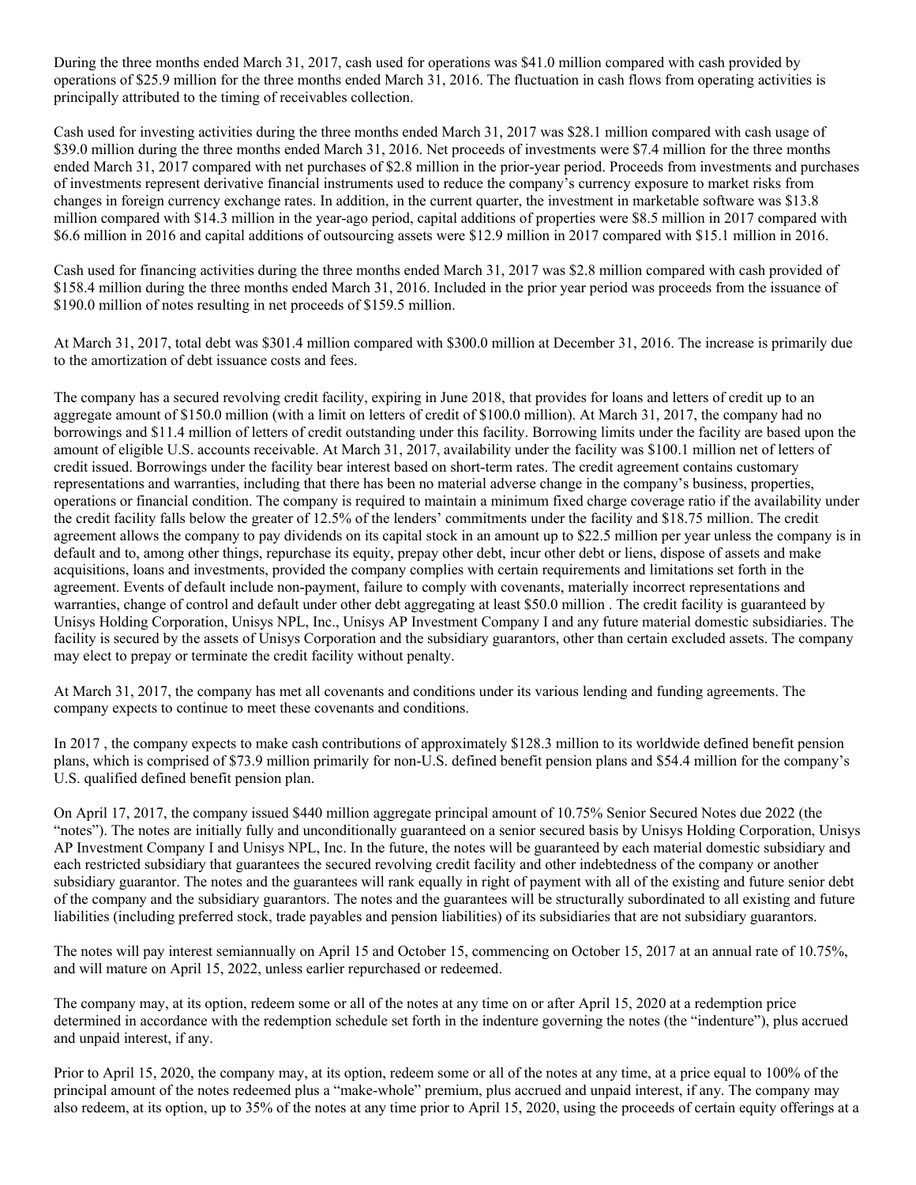During the three months ended March 31, 2017, cash used for operations was $41.0 million compared with cash provided by operations of $25.9 million for the three months ended March 31, 2016. The fluctuation in cash flows from operating activities is principally attributed to the timing of receivables collection.

Cash used for investing activities during the three months ended March 31, 2017 was $28.1 million compared with cash usage of $39.0 million during the three months ended March 31, 2016. Net proceeds of investments were $7.4 million for the three months ended March 31, 2017 compared with net purchases of $2.8 million in the prior-year period. Proceeds from investments and purchases of investments represent derivative financial instruments used to reduce the company's currency exposure to market risks from changes in foreign currency exchange rates. In addition, in the current quarter, the investment in marketable software was $13.8 million compared with $14.3 million in the year-ago period, capital additions of properties were $8.5 million in 2017 compared with $6.6 million in 2016 and capital additions of outsourcing assets were $12.9 million in 2017 compared with $15.1 million in 2016.

Cash used for financing activities during the three months ended March 31, 2017 was $2.8 million compared with cash provided of $158.4 million during the three months ended March 31, 2016. Included in the prior year period was proceeds from the issuance of $190.0 million of notes resulting in net proceeds of $159.5 million.

At March 31, 2017, total debt was $301.4 million compared with $300.0 million at December 31, 2016. The increase is primarily due to the amortization of debt issuance costs and fees.

The company has a secured revolving credit facility, expiring in June 2018, that provides for loans and letters of credit up to an aggregate amount of $150.0 million (with a limit on letters of credit of $100.0 million). At March 31, 2017, the company had no borrowings and $11.4 million of letters of credit outstanding under this facility. Borrowing limits under the facility are based upon the amount of eligible U.S. accounts receivable. At March 31, 2017, availability under the facility was $100.1 million net of letters of credit issued. Borrowings under the facility bear interest based on short-term rates. The credit agreement contains customary representations and warranties, including that there has been no material adverse change in the company's business, properties, operations or financial condition. The company is required to maintain a minimum fixed charge coverage ratio if the availability under the credit facility falls below the greater of 12.5% of the lenders' commitments under the facility and $18.75 million. The credit agreement allows the company to pay dividends on its capital stock in an amount up to $22.5 million per year unless the company is in default and to, among other things, repurchase its equity, prepay other debt, incur other debt or liens, dispose of assets and make acquisitions, loans and investments, provided the company complies with certain requirements and limitations set forth in the agreement. Events of default include non-payment, failure to comply with covenants, materially incorrect representations and warranties, change of control and default under other debt aggregating at least $50.0 million . The credit facility is guaranteed by Unisys Holding Corporation, Unisys NPL, Inc., Unisys AP Investment Company I and any future material domestic subsidiaries. The facility is secured by the assets of Unisys Corporation and the subsidiary guarantors, other than certain excluded assets. The company may elect to prepay or terminate the credit facility without penalty.

At March 31, 2017, the company has met all covenants and conditions under its various lending and funding agreements. The company expects to continue to meet these covenants and conditions.

In 2017 , the company expects to make cash contributions of approximately $128.3 million to its worldwide defined benefit pension plans, which is comprised of $73.9 million primarily for non-U.S. defined benefit pension plans and $54.4 million for the company's U.S. qualified defined benefit pension plan.

On April 17, 2017, the company issued $440 million aggregate principal amount of 10.75% Senior Secured Notes due 2022 (the "notes"). The notes are initially fully and unconditionally guaranteed on a senior secured basis by Unisys Holding Corporation, Unisys AP Investment Company I and Unisys NPL, Inc. In the future, the notes will be guaranteed by each material domestic subsidiary and each restricted subsidiary that guarantees the secured revolving credit facility and other indebtedness of the company or another subsidiary guarantor. The notes and the guarantees will rank equally in right of payment with all of the existing and future senior debt of the company and the subsidiary guarantors. The notes and the guarantees will be structurally subordinated to all existing and future liabilities (including preferred stock, trade payables and pension liabilities) of its subsidiaries that are not subsidiary guarantors.

The notes will pay interest semiannually on April 15 and October 15, commencing on October 15, 2017 at an annual rate of 10.75%, and will mature on April 15, 2022, unless earlier repurchased or redeemed.

The company may, at its option, redeem some or all of the notes at any time on or after April 15, 2020 at a redemption price determined in accordance with the redemption schedule set forth in the indenture governing the notes (the "indenture"), plus accrued and unpaid interest, if any.

Prior to April 15, 2020, the company may, at its option, redeem some or all of the notes at any time, at a price equal to 100% of the principal amount of the notes redeemed plus a "make-whole" premium, plus accrued and unpaid interest, if any. The company may also redeem, at its option, up to 35% of the notes at any time prior to April 15, 2020, using the proceeds of certain equity offerings at a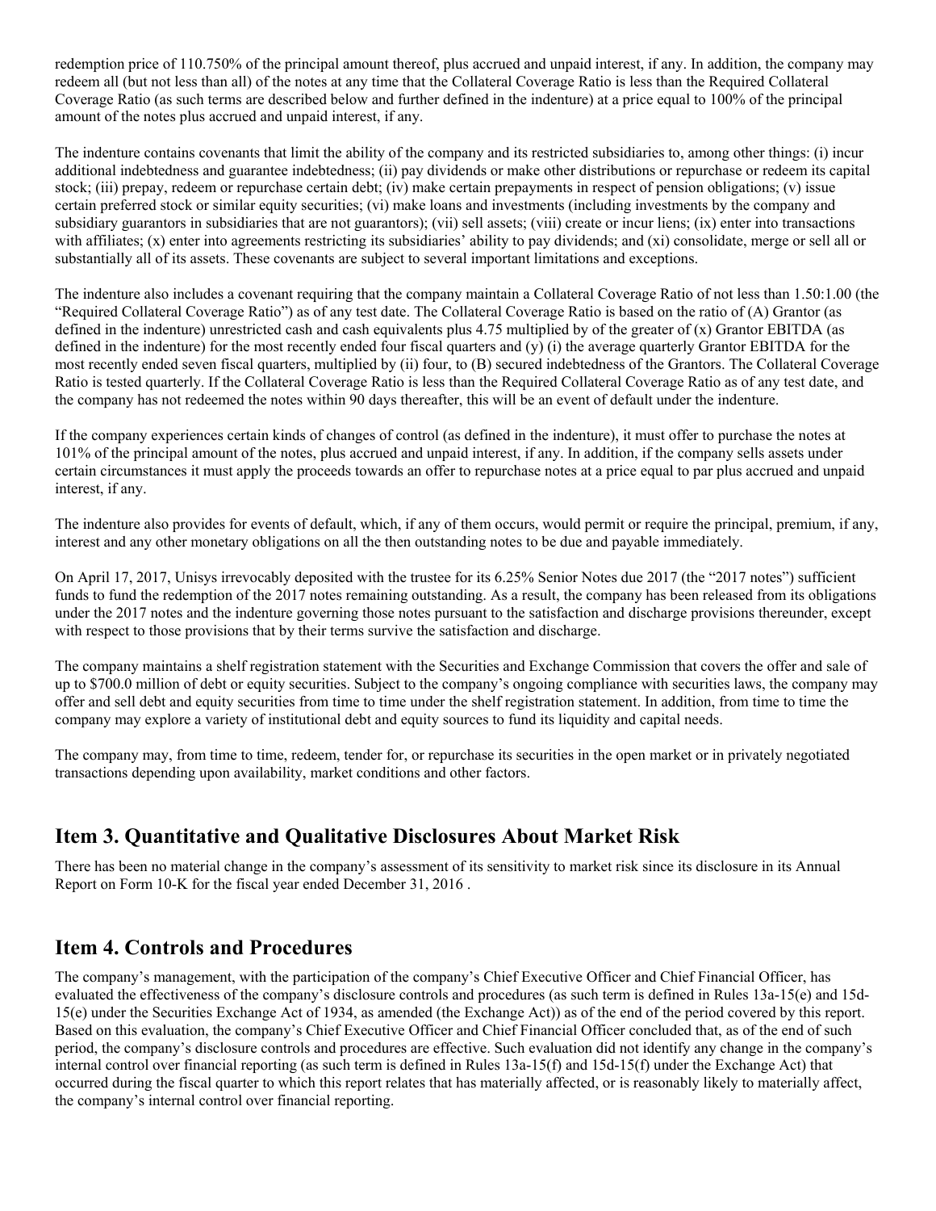redemption price of 110.750% of the principal amount thereof, plus accrued and unpaid interest, if any. In addition, the company may redeem all (but not less than all) of the notes at any time that the Collateral Coverage Ratio is less than the Required Collateral Coverage Ratio (as such terms are described below and further defined in the indenture) at a price equal to 100% of the principal amount of the notes plus accrued and unpaid interest, if any.

The indenture contains covenants that limit the ability of the company and its restricted subsidiaries to, among other things: (i) incur additional indebtedness and guarantee indebtedness; (ii) pay dividends or make other distributions or repurchase or redeem its capital stock; (iii) prepay, redeem or repurchase certain debt; (iv) make certain prepayments in respect of pension obligations; (v) issue certain preferred stock or similar equity securities; (vi) make loans and investments (including investments by the company and subsidiary guarantors in subsidiaries that are not guarantors); (vii) sell assets; (viii) create or incur liens; (ix) enter into transactions with affiliates; (x) enter into agreements restricting its subsidiaries' ability to pay dividends; and (xi) consolidate, merge or sell all or substantially all of its assets. These covenants are subject to several important limitations and exceptions.

The indenture also includes a covenant requiring that the company maintain a Collateral Coverage Ratio of not less than 1.50:1.00 (the "Required Collateral Coverage Ratio") as of any test date. The Collateral Coverage Ratio is based on the ratio of (A) Grantor (as defined in the indenture) unrestricted cash and cash equivalents plus 4.75 multiplied by of the greater of (x) Grantor EBITDA (as defined in the indenture) for the most recently ended four fiscal quarters and (y) (i) the average quarterly Grantor EBITDA for the most recently ended seven fiscal quarters, multiplied by (ii) four, to (B) secured indebtedness of the Grantors. The Collateral Coverage Ratio is tested quarterly. If the Collateral Coverage Ratio is less than the Required Collateral Coverage Ratio as of any test date, and the company has not redeemed the notes within 90 days thereafter, this will be an event of default under the indenture.

If the company experiences certain kinds of changes of control (as defined in the indenture), it must offer to purchase the notes at 101% of the principal amount of the notes, plus accrued and unpaid interest, if any. In addition, if the company sells assets under certain circumstances it must apply the proceeds towards an offer to repurchase notes at a price equal to par plus accrued and unpaid interest, if any.

The indenture also provides for events of default, which, if any of them occurs, would permit or require the principal, premium, if any, interest and any other monetary obligations on all the then outstanding notes to be due and payable immediately.

On April 17, 2017, Unisys irrevocably deposited with the trustee for its 6.25% Senior Notes due 2017 (the "2017 notes") sufficient funds to fund the redemption of the 2017 notes remaining outstanding. As a result, the company has been released from its obligations under the 2017 notes and the indenture governing those notes pursuant to the satisfaction and discharge provisions thereunder, except with respect to those provisions that by their terms survive the satisfaction and discharge.

The company maintains a shelf registration statement with the Securities and Exchange Commission that covers the offer and sale of up to $700.0 million of debt or equity securities. Subject to the company's ongoing compliance with securities laws, the company may offer and sell debt and equity securities from time to time under the shelf registration statement. In addition, from time to time the company may explore a variety of institutional debt and equity sources to fund its liquidity and capital needs.

The company may, from time to time, redeem, tender for, or repurchase its securities in the open market or in privately negotiated transactions depending upon availability, market conditions and other factors.

## Item 3. Quantitative and Qualitative Disclosures About Market Risk

There has been no material change in the company's assessment of its sensitivity to market risk since its disclosure in its Annual Report on Form 10-K for the fiscal year ended December 31, 2016 .

## Item 4. Controls and Procedures

The company's management, with the participation of the company's Chief Executive Officer and Chief Financial Officer, has evaluated the effectiveness of the company's disclosure controls and procedures (as such term is defined in Rules 13a-15(e) and 15d-15(e) under the Securities Exchange Act of 1934, as amended (the Exchange Act)) as of the end of the period covered by this report. Based on this evaluation, the company's Chief Executive Officer and Chief Financial Officer concluded that, as of the end of such period, the company's disclosure controls and procedures are effective. Such evaluation did not identify any change in the company's internal control over financial reporting (as such term is defined in Rules 13a-15(f) and 15d-15(f) under the Exchange Act) that occurred during the fiscal quarter to which this report relates that has materially affected, or is reasonably likely to materially affect, the company's internal control over financial reporting.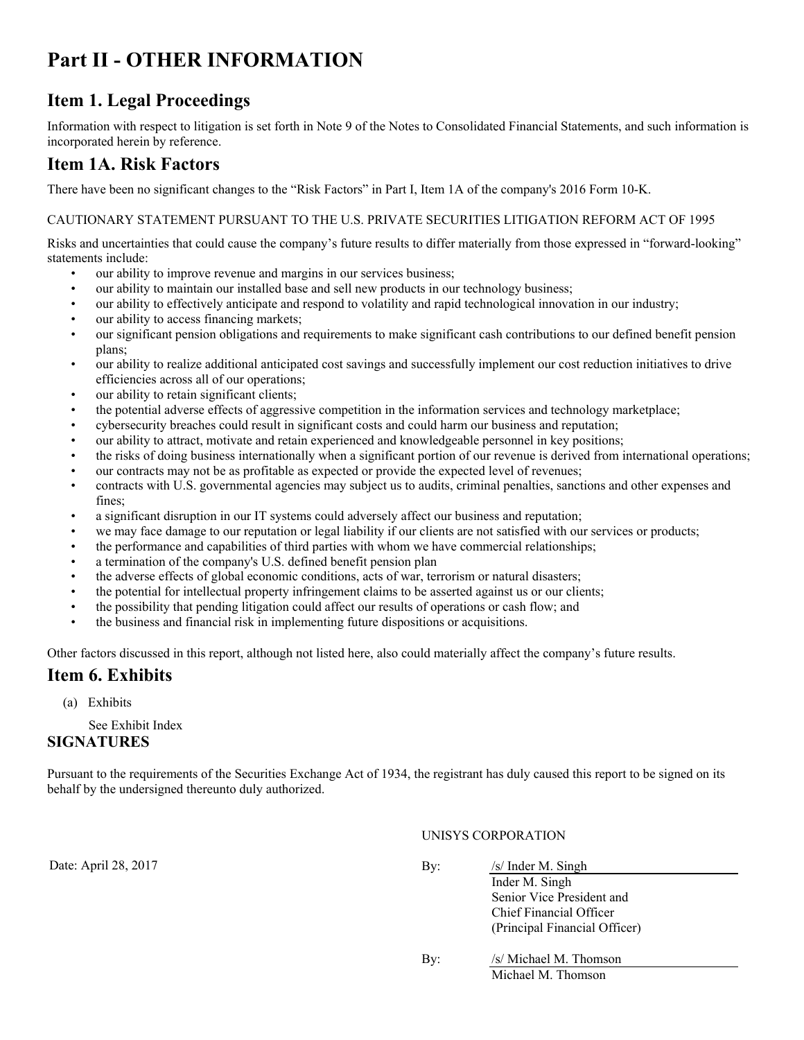# Part II - OTHER INFORMATION

## Item 1. Legal Proceedings

Information with respect to litigation is set forth in Note 9 of the Notes to Consolidated Financial Statements, and such information is incorporated herein by reference.

## Item 1A. Risk Factors

There have been no significant changes to the "Risk Factors" in Part I, Item 1A of the company's 2016 Form 10-K.

CAUTIONARY STATEMENT PURSUANT TO THE U.S. PRIVATE SECURITIES LITIGATION REFORM ACT OF 1995

Risks and uncertainties that could cause the company's future results to differ materially from those expressed in "forward-looking" statements include:

- our ability to improve revenue and margins in our services business;
- our ability to maintain our installed base and sell new products in our technology business;
- our ability to effectively anticipate and respond to volatility and rapid technological innovation in our industry;
- our ability to access financing markets;
- our significant pension obligations and requirements to make significant cash contributions to our defined benefit pension plans;
- our ability to realize additional anticipated cost savings and successfully implement our cost reduction initiatives to drive efficiencies across all of our operations;
- our ability to retain significant clients;
- the potential adverse effects of aggressive competition in the information services and technology marketplace;
- cybersecurity breaches could result in significant costs and could harm our business and reputation;
- our ability to attract, motivate and retain experienced and knowledgeable personnel in key positions;
- the risks of doing business internationally when a significant portion of our revenue is derived from international operations;
- our contracts may not be as profitable as expected or provide the expected level of revenues;
- contracts with U.S. governmental agencies may subject us to audits, criminal penalties, sanctions and other expenses and fines;
- a significant disruption in our IT systems could adversely affect our business and reputation;
- we may face damage to our reputation or legal liability if our clients are not satisfied with our services or products;
- the performance and capabilities of third parties with whom we have commercial relationships;
- a termination of the company's U.S. defined benefit pension plan
- the adverse effects of global economic conditions, acts of war, terrorism or natural disasters;
- the potential for intellectual property infringement claims to be asserted against us or our clients;
- the possibility that pending litigation could affect our results of operations or cash flow; and
- the business and financial risk in implementing future dispositions or acquisitions.

Other factors discussed in this report, although not listed here, also could materially affect the company's future results.

## Item 6. Exhibits

(a) Exhibits

See Exhibit Index

**SIGNATURES**

Pursuant to the requirements of the Securities Exchange Act of 1934, the registrant has duly caused this report to be signed on its behalf by the undersigned thereunto duly authorized.

UNISYS CORPORATION

Date: April 28, 2017

By: /s/ Inder M. Singh
Inder M. Singh
Senior Vice President and
Chief Financial Officer
(Principal Financial Officer)

By: /s/ Michael M. Thomson
Michael M. Thomson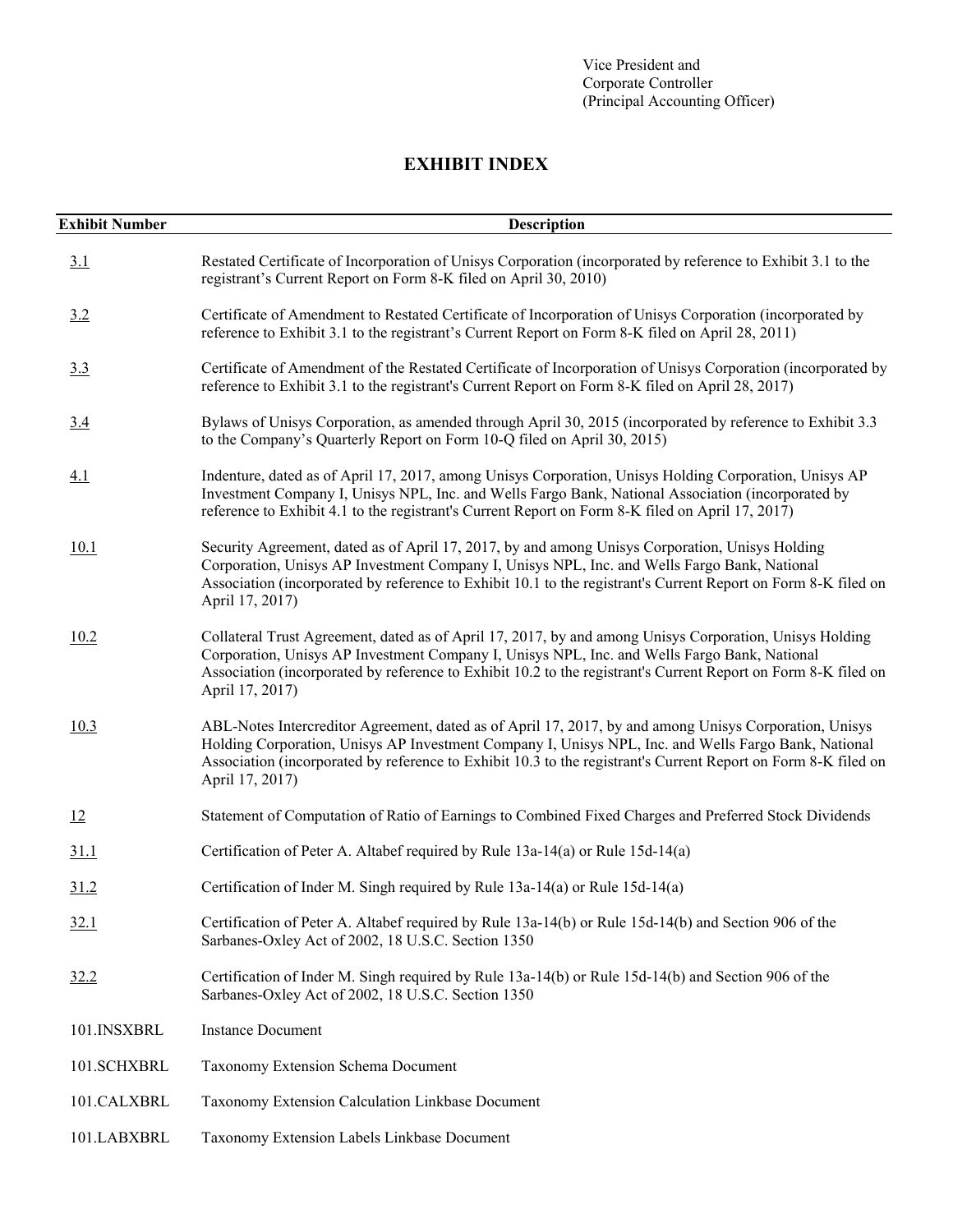Vice President and
Corporate Controller
(Principal Accounting Officer)

# EXHIBIT INDEX

| Exhibit Number | Description |
| --- | --- |
| 3.1 | Restated Certificate of Incorporation of Unisys Corporation (incorporated by reference to Exhibit 3.1 to the registrant's Current Report on Form 8-K filed on April 30, 2010) |
| 3.2 | Certificate of Amendment to Restated Certificate of Incorporation of Unisys Corporation (incorporated by reference to Exhibit 3.1 to the registrant's Current Report on Form 8-K filed on April 28, 2011) |
| 3.3 | Certificate of Amendment of the Restated Certificate of Incorporation of Unisys Corporation (incorporated by reference to Exhibit 3.1 to the registrant's Current Report on Form 8-K filed on April 28, 2017) |
| 3.4 | Bylaws of Unisys Corporation, as amended through April 30, 2015 (incorporated by reference to Exhibit 3.3 to the Company's Quarterly Report on Form 10-Q filed on April 30, 2015) |
| 4.1 | Indenture, dated as of April 17, 2017, among Unisys Corporation, Unisys Holding Corporation, Unisys AP Investment Company I, Unisys NPL, Inc. and Wells Fargo Bank, National Association (incorporated by reference to Exhibit 4.1 to the registrant's Current Report on Form 8-K filed on April 17, 2017) |
| 10.1 | Security Agreement, dated as of April 17, 2017, by and among Unisys Corporation, Unisys Holding Corporation, Unisys AP Investment Company I, Unisys NPL, Inc. and Wells Fargo Bank, National Association (incorporated by reference to Exhibit 10.1 to the registrant's Current Report on Form 8-K filed on April 17, 2017) |
| 10.2 | Collateral Trust Agreement, dated as of April 17, 2017, by and among Unisys Corporation, Unisys Holding Corporation, Unisys AP Investment Company I, Unisys NPL, Inc. and Wells Fargo Bank, National Association (incorporated by reference to Exhibit 10.2 to the registrant's Current Report on Form 8-K filed on April 17, 2017) |
| 10.3 | ABL-Notes Intercreditor Agreement, dated as of April 17, 2017, by and among Unisys Corporation, Unisys Holding Corporation, Unisys AP Investment Company I, Unisys NPL, Inc. and Wells Fargo Bank, National Association (incorporated by reference to Exhibit 10.3 to the registrant's Current Report on Form 8-K filed on April 17, 2017) |
| 12 | Statement of Computation of Ratio of Earnings to Combined Fixed Charges and Preferred Stock Dividends |
| 31.1 | Certification of Peter A. Altabef required by Rule 13a-14(a) or Rule 15d-14(a) |
| 31.2 | Certification of Inder M. Singh required by Rule 13a-14(a) or Rule 15d-14(a) |
| 32.1 | Certification of Peter A. Altabef required by Rule 13a-14(b) or Rule 15d-14(b) and Section 906 of the Sarbanes-Oxley Act of 2002, 18 U.S.C. Section 1350 |
| 32.2 | Certification of Inder M. Singh required by Rule 13a-14(b) or Rule 15d-14(b) and Section 906 of the Sarbanes-Oxley Act of 2002, 18 U.S.C. Section 1350 |
| 101.INSXBRL | Instance Document |
| 101.SCHXBRL | Taxonomy Extension Schema Document |
| 101.CALXBRL | Taxonomy Extension Calculation Linkbase Document |
| 101.LABXBRL | Taxonomy Extension Labels Linkbase Document |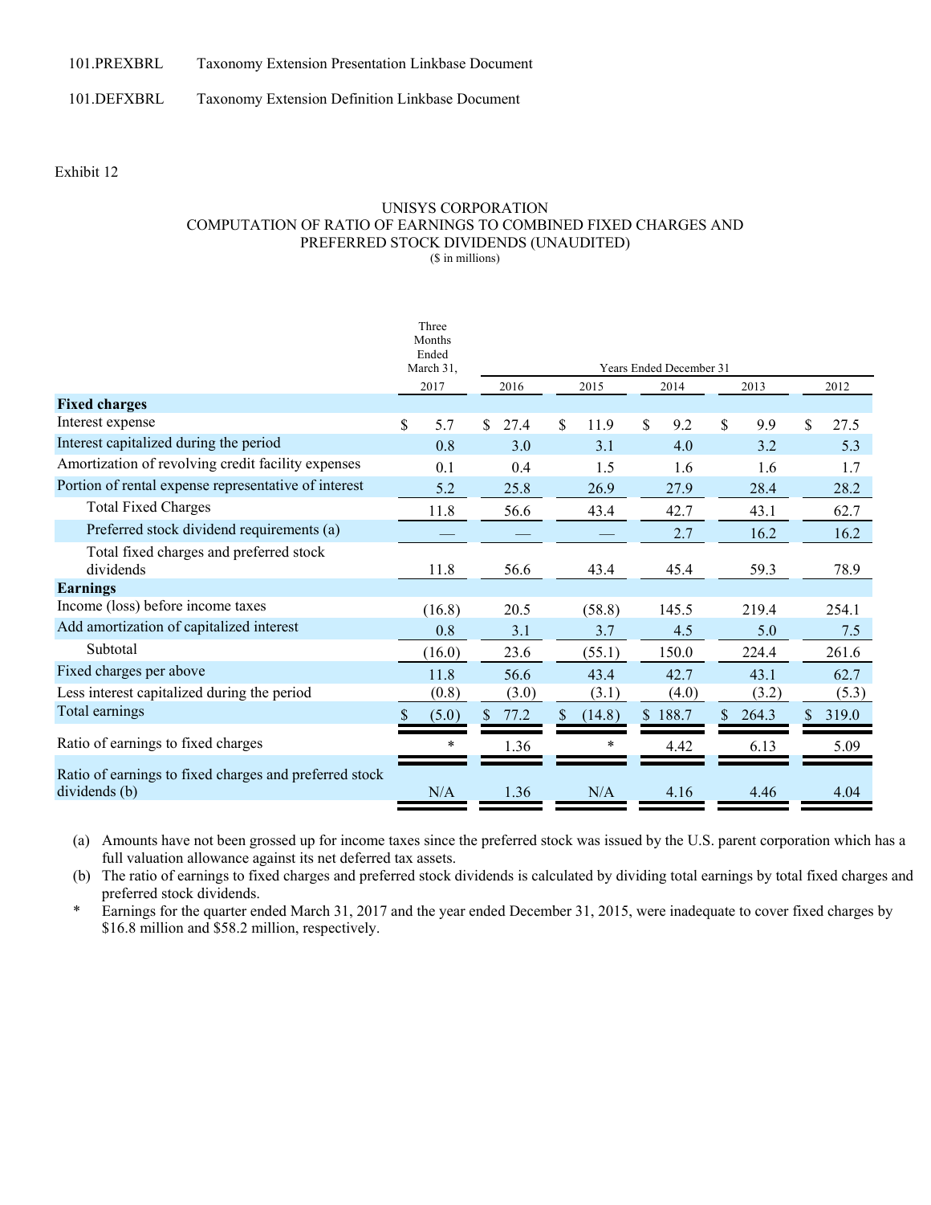101.PREXBRL Taxonomy Extension Presentation Linkbase Document

101.DEFXBRL Taxonomy Extension Definition Linkbase Document

Exhibit 12

UNISYS CORPORATION
COMPUTATION OF RATIO OF EARNINGS TO COMBINED FIXED CHARGES AND PREFERRED STOCK DIVIDENDS (UNAUDITED)
($ in millions)

| | Three Months Ended March 31, | Years Ended December 31 | | | | |
|---|---|---|---|---|---|---|
| | 2017 | 2016 | 2015 | 2014 | 2013 | 2012 |
| **Fixed charges** | | | | | | |
| Interest expense | $ 5.7 | $ 27.4 | $ 11.9 | $ 9.2 | $ 9.9 | $ 27.5 |
| Interest capitalized during the period | 0.8 | 3.0 | 3.1 | 4.0 | 3.2 | 5.3 |
| Amortization of revolving credit facility expenses | 0.1 | 0.4 | 1.5 | 1.6 | 1.6 | 1.7 |
| Portion of rental expense representative of interest | 5.2 | 25.8 | 26.9 | 27.9 | 28.4 | 28.2 |
| Total Fixed Charges | 11.8 | 56.6 | 43.4 | 42.7 | 43.1 | 62.7 |
| Preferred stock dividend requirements (a) | — | — | — | 2.7 | 16.2 | 16.2 |
| Total fixed charges and preferred stock dividends | 11.8 | 56.6 | 43.4 | 45.4 | 59.3 | 78.9 |
| **Earnings** | | | | | | |
| Income (loss) before income taxes | (16.8) | 20.5 | (58.8) | 145.5 | 219.4 | 254.1 |
| Add amortization of capitalized interest | 0.8 | 3.1 | 3.7 | 4.5 | 5.0 | 7.5 |
| Subtotal | (16.0) | 23.6 | (55.1) | 150.0 | 224.4 | 261.6 |
| Fixed charges per above | 11.8 | 56.6 | 43.4 | 42.7 | 43.1 | 62.7 |
| Less interest capitalized during the period | (0.8) | (3.0) | (3.1) | (4.0) | (3.2) | (5.3) |
| Total earnings | $ (5.0) | $ 77.2 | $ (14.8) | $ 188.7 | $ 264.3 | $ 319.0 |
| Ratio of earnings to fixed charges | * | 1.36 | * | 4.42 | 6.13 | 5.09 |
| Ratio of earnings to fixed charges and preferred stock dividends (b) | N/A | 1.36 | N/A | 4.16 | 4.46 | 4.04 |

(a) Amounts have not been grossed up for income taxes since the preferred stock was issued by the U.S. parent corporation which has a full valuation allowance against its net deferred tax assets.

(b) The ratio of earnings to fixed charges and preferred stock dividends is calculated by dividing total earnings by total fixed charges and preferred stock dividends.

* Earnings for the quarter ended March 31, 2017 and the year ended December 31, 2015, were inadequate to cover fixed charges by $16.8 million and $58.2 million, respectively.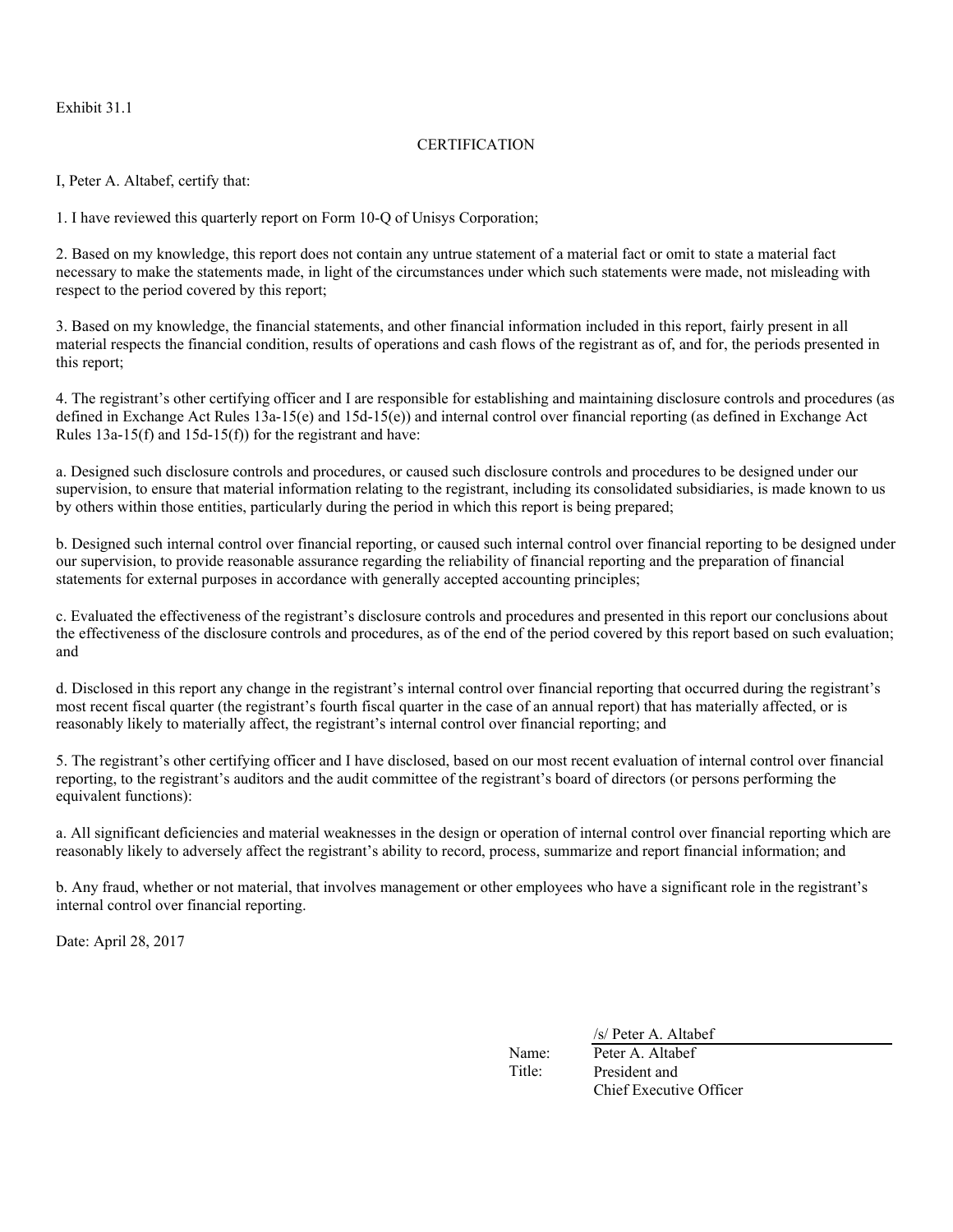Exhibit 31.1

## CERTIFICATION

I, Peter A. Altabef, certify that:

1. I have reviewed this quarterly report on Form 10-Q of Unisys Corporation;

2. Based on my knowledge, this report does not contain any untrue statement of a material fact or omit to state a material fact necessary to make the statements made, in light of the circumstances under which such statements were made, not misleading with respect to the period covered by this report;

3. Based on my knowledge, the financial statements, and other financial information included in this report, fairly present in all material respects the financial condition, results of operations and cash flows of the registrant as of, and for, the periods presented in this report;

4. The registrant's other certifying officer and I are responsible for establishing and maintaining disclosure controls and procedures (as defined in Exchange Act Rules 13a-15(e) and 15d-15(e)) and internal control over financial reporting (as defined in Exchange Act Rules 13a-15(f) and 15d-15(f)) for the registrant and have:

a. Designed such disclosure controls and procedures, or caused such disclosure controls and procedures to be designed under our supervision, to ensure that material information relating to the registrant, including its consolidated subsidiaries, is made known to us by others within those entities, particularly during the period in which this report is being prepared;

b. Designed such internal control over financial reporting, or caused such internal control over financial reporting to be designed under our supervision, to provide reasonable assurance regarding the reliability of financial reporting and the preparation of financial statements for external purposes in accordance with generally accepted accounting principles;

c. Evaluated the effectiveness of the registrant's disclosure controls and procedures and presented in this report our conclusions about the effectiveness of the disclosure controls and procedures, as of the end of the period covered by this report based on such evaluation; and

d. Disclosed in this report any change in the registrant's internal control over financial reporting that occurred during the registrant's most recent fiscal quarter (the registrant's fourth fiscal quarter in the case of an annual report) that has materially affected, or is reasonably likely to materially affect, the registrant's internal control over financial reporting; and

5. The registrant's other certifying officer and I have disclosed, based on our most recent evaluation of internal control over financial reporting, to the registrant's auditors and the audit committee of the registrant's board of directors (or persons performing the equivalent functions):

a. All significant deficiencies and material weaknesses in the design or operation of internal control over financial reporting which are reasonably likely to adversely affect the registrant's ability to record, process, summarize and report financial information; and

b. Any fraud, whether or not material, that involves management or other employees who have a significant role in the registrant's internal control over financial reporting.

Date: April 28, 2017

/s/ Peter A. Altabef

Name: Peter A. Altabef
Title: President and Chief Executive Officer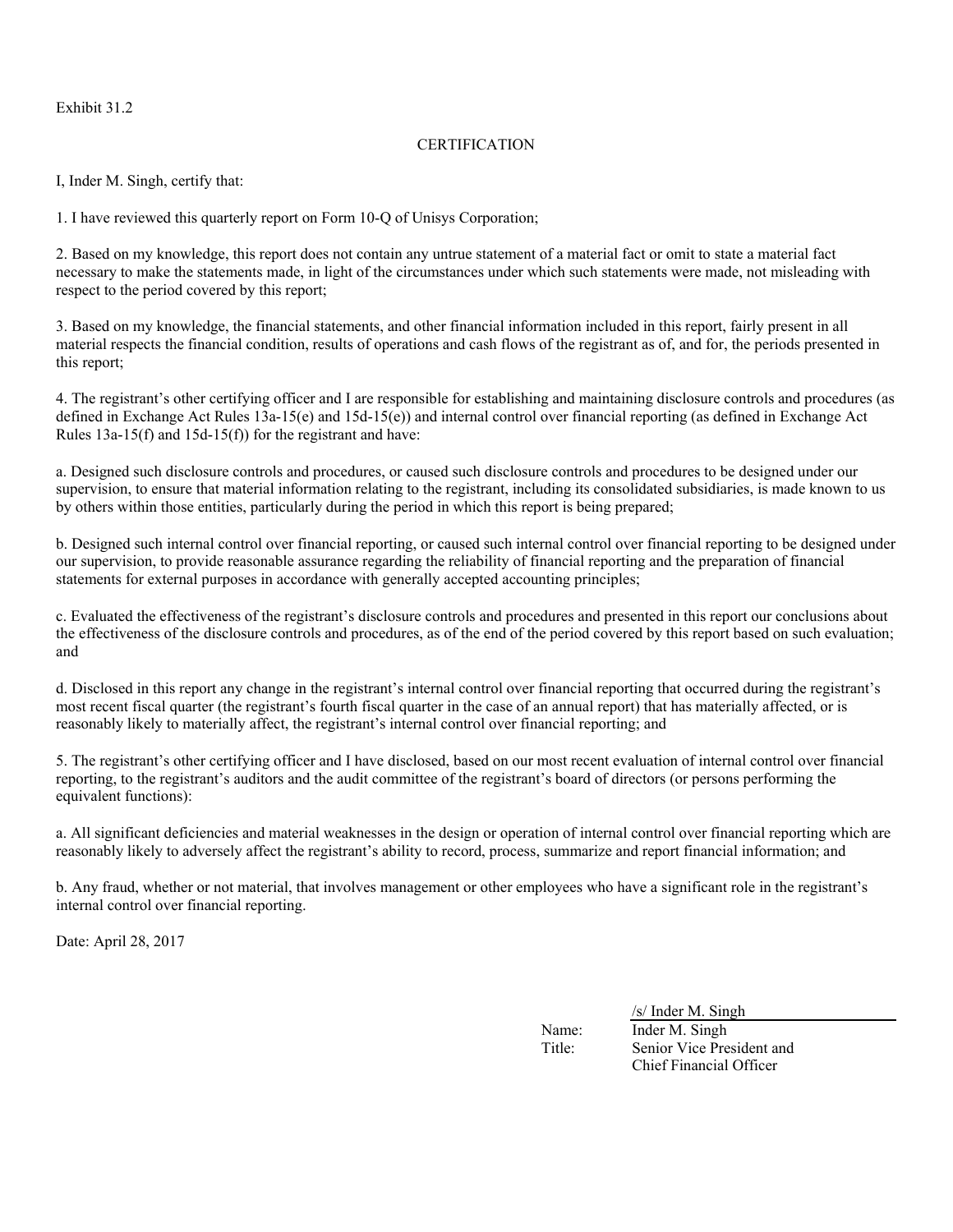Exhibit 31.2

CERTIFICATION

I, Inder M. Singh, certify that:

1. I have reviewed this quarterly report on Form 10-Q of Unisys Corporation;

2. Based on my knowledge, this report does not contain any untrue statement of a material fact or omit to state a material fact necessary to make the statements made, in light of the circumstances under which such statements were made, not misleading with respect to the period covered by this report;

3. Based on my knowledge, the financial statements, and other financial information included in this report, fairly present in all material respects the financial condition, results of operations and cash flows of the registrant as of, and for, the periods presented in this report;

4. The registrant's other certifying officer and I are responsible for establishing and maintaining disclosure controls and procedures (as defined in Exchange Act Rules 13a-15(e) and 15d-15(e)) and internal control over financial reporting (as defined in Exchange Act Rules 13a-15(f) and 15d-15(f)) for the registrant and have:

a. Designed such disclosure controls and procedures, or caused such disclosure controls and procedures to be designed under our supervision, to ensure that material information relating to the registrant, including its consolidated subsidiaries, is made known to us by others within those entities, particularly during the period in which this report is being prepared;

b. Designed such internal control over financial reporting, or caused such internal control over financial reporting to be designed under our supervision, to provide reasonable assurance regarding the reliability of financial reporting and the preparation of financial statements for external purposes in accordance with generally accepted accounting principles;

c. Evaluated the effectiveness of the registrant's disclosure controls and procedures and presented in this report our conclusions about the effectiveness of the disclosure controls and procedures, as of the end of the period covered by this report based on such evaluation; and

d. Disclosed in this report any change in the registrant's internal control over financial reporting that occurred during the registrant's most recent fiscal quarter (the registrant's fourth fiscal quarter in the case of an annual report) that has materially affected, or is reasonably likely to materially affect, the registrant's internal control over financial reporting; and

5. The registrant's other certifying officer and I have disclosed, based on our most recent evaluation of internal control over financial reporting, to the registrant's auditors and the audit committee of the registrant's board of directors (or persons performing the equivalent functions):

a. All significant deficiencies and material weaknesses in the design or operation of internal control over financial reporting which are reasonably likely to adversely affect the registrant's ability to record, process, summarize and report financial information; and

b. Any fraud, whether or not material, that involves management or other employees who have a significant role in the registrant's internal control over financial reporting.

Date: April 28, 2017

| | |
|---|---|
| | /s/ Inder M. Singh |
| Name: | Inder M. Singh |
| Title: | Senior Vice President and Chief Financial Officer |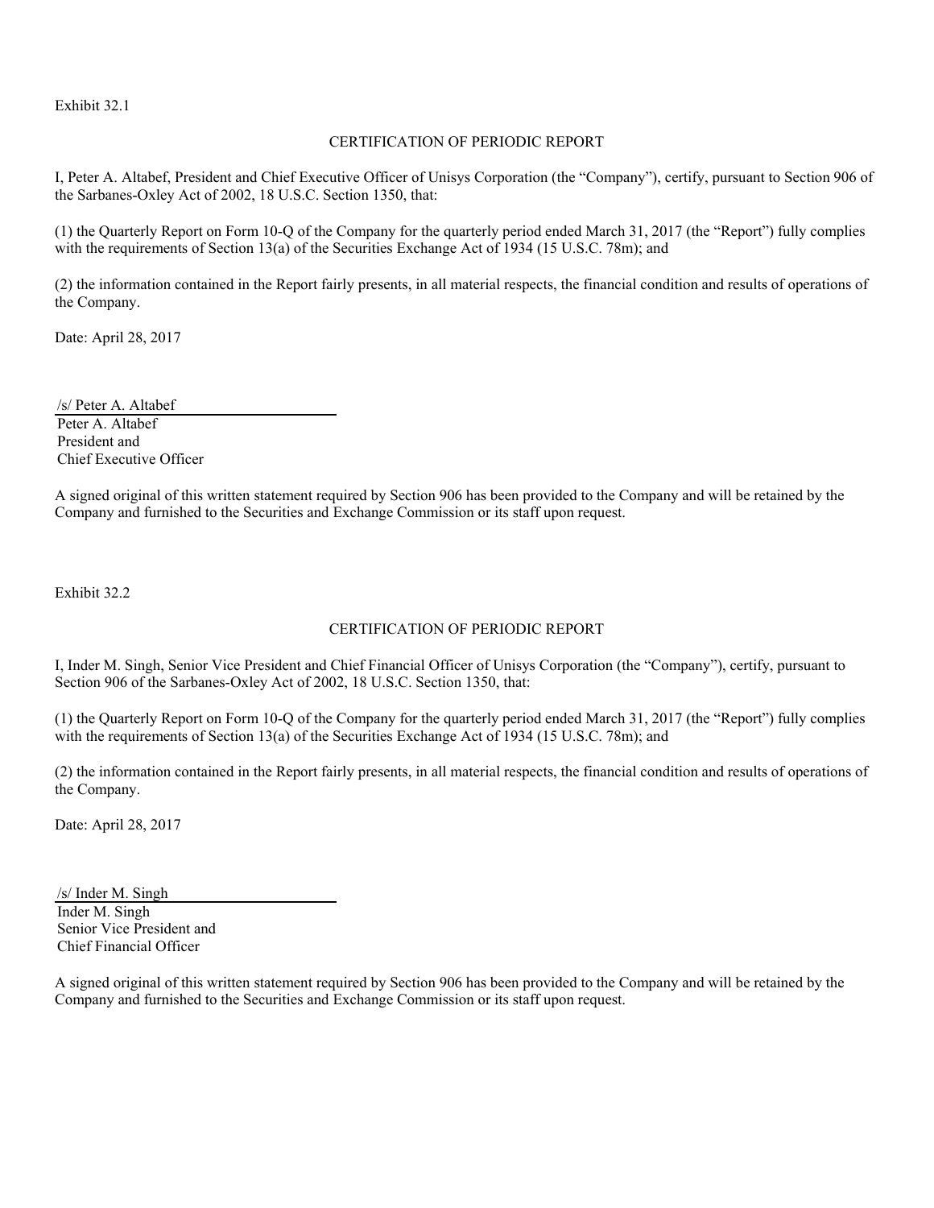Exhibit 32.1

## CERTIFICATION OF PERIODIC REPORT

I, Peter A. Altabef, President and Chief Executive Officer of Unisys Corporation (the "Company"), certify, pursuant to Section 906 of the Sarbanes-Oxley Act of 2002, 18 U.S.C. Section 1350, that:

(1) the Quarterly Report on Form 10-Q of the Company for the quarterly period ended March 31, 2017 (the "Report") fully complies with the requirements of Section 13(a) of the Securities Exchange Act of 1934 (15 U.S.C. 78m); and

(2) the information contained in the Report fairly presents, in all material respects, the financial condition and results of operations of the Company.

Date: April 28, 2017

/s/ Peter A. Altabef
Peter A. Altabef
President and
Chief Executive Officer

A signed original of this written statement required by Section 906 has been provided to the Company and will be retained by the Company and furnished to the Securities and Exchange Commission or its staff upon request.

Exhibit 32.2

## CERTIFICATION OF PERIODIC REPORT

I, Inder M. Singh, Senior Vice President and Chief Financial Officer of Unisys Corporation (the "Company"), certify, pursuant to Section 906 of the Sarbanes-Oxley Act of 2002, 18 U.S.C. Section 1350, that:

(1) the Quarterly Report on Form 10-Q of the Company for the quarterly period ended March 31, 2017 (the "Report") fully complies with the requirements of Section 13(a) of the Securities Exchange Act of 1934 (15 U.S.C. 78m); and

(2) the information contained in the Report fairly presents, in all material respects, the financial condition and results of operations of the Company.

Date: April 28, 2017

/s/ Inder M. Singh
Inder M. Singh
Senior Vice President and
Chief Financial Officer

A signed original of this written statement required by Section 906 has been provided to the Company and will be retained by the Company and furnished to the Securities and Exchange Commission or its staff upon request.